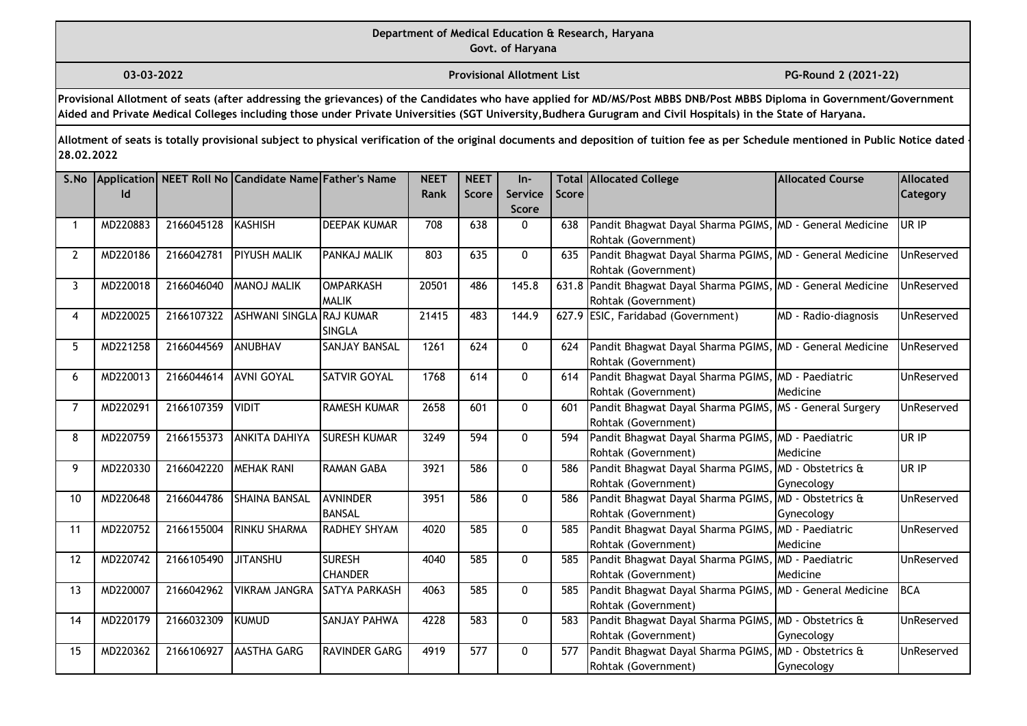**Department of Medical Education & Research, Haryana**
**Govt. of Haryana**

**03-03-2022** | **Provisional Allotment List** | **PG-Round 2 (2021-22)**

**Provisional Allotment of seats (after addressing the grievances) of the Candidates who have applied for MD/MS/Post MBBS DNB/Post MBBS Diploma in Government/Government Aided and Private Medical Colleges including those under Private Universities (SGT University,Budhera Gurugram and Civil Hospitals) in the State of Haryana.**

**Allotment of seats is totally provisional subject to physical verification of the original documents and deposition of tuition fee as per Schedule mentioned in Public Notice dated - 28.02.2022**

| S.No | Application Id | NEET Roll No | Candidate Name | Father's Name | NEET Rank | NEET Score | In-Service Score | Total Score | Allocated College | Allocated Course | Allocated Category |
|---|---|---|---|---|---|---|---|---|---|---|---|
| 1 | MD220883 | 2166045128 | KASHISH | DEEPAK KUMAR | 708 | 638 | 0 | 638 | Pandit Bhagwat Dayal Sharma PGIMS, Rohtak (Government) | MD - General Medicine | UR IP |
| 2 | MD220186 | 2166042781 | PIYUSH MALIK | PANKAJ MALIK | 803 | 635 | 0 | 635 | Pandit Bhagwat Dayal Sharma PGIMS, Rohtak (Government) | MD - General Medicine | UnReserved |
| 3 | MD220018 | 2166046040 | MANOJ MALIK | OMPARKASH MALIK | 20501 | 486 | 145.8 | 631.8 | Pandit Bhagwat Dayal Sharma PGIMS, Rohtak (Government) | MD - General Medicine | UnReserved |
| 4 | MD220025 | 2166107322 | ASHWANI SINGLA | RAJ KUMAR SINGLA | 21415 | 483 | 144.9 | 627.9 | ESIC, Faridabad (Government) | MD - Radio-diagnosis | UnReserved |
| 5 | MD221258 | 2166044569 | ANUBHAV | SANJAY BANSAL | 1261 | 624 | 0 | 624 | Pandit Bhagwat Dayal Sharma PGIMS, Rohtak (Government) | MD - General Medicine | UnReserved |
| 6 | MD220013 | 2166044614 | AVNI GOYAL | SATVIR GOYAL | 1768 | 614 | 0 | 614 | Pandit Bhagwat Dayal Sharma PGIMS, Rohtak (Government) | MD - Paediatric Medicine | UnReserved |
| 7 | MD220291 | 2166107359 | VIDIT | RAMESH KUMAR | 2658 | 601 | 0 | 601 | Pandit Bhagwat Dayal Sharma PGIMS, Rohtak (Government) | MS - General Surgery | UnReserved |
| 8 | MD220759 | 2166155373 | ANKITA DAHIYA | SURESH KUMAR | 3249 | 594 | 0 | 594 | Pandit Bhagwat Dayal Sharma PGIMS, Rohtak (Government) | MD - Paediatric Medicine | UR IP |
| 9 | MD220330 | 2166042220 | MEHAK RANI | RAMAN GABA | 3921 | 586 | 0 | 586 | Pandit Bhagwat Dayal Sharma PGIMS, Rohtak (Government) | MD - Obstetrics & Gynecology | UR IP |
| 10 | MD220648 | 2166044786 | SHAINA BANSAL | AVNINDER BANSAL | 3951 | 586 | 0 | 586 | Pandit Bhagwat Dayal Sharma PGIMS, Rohtak (Government) | MD - Obstetrics & Gynecology | UnReserved |
| 11 | MD220752 | 2166155004 | RINKU SHARMA | RADHEY SHYAM | 4020 | 585 | 0 | 585 | Pandit Bhagwat Dayal Sharma PGIMS, Rohtak (Government) | MD - Paediatric Medicine | UnReserved |
| 12 | MD220742 | 2166105490 | JITANSHU | SURESH CHANDER | 4040 | 585 | 0 | 585 | Pandit Bhagwat Dayal Sharma PGIMS, Rohtak (Government) | MD - Paediatric Medicine | UnReserved |
| 13 | MD220007 | 2166042962 | VIKRAM JANGRA | SATYA PARKASH | 4063 | 585 | 0 | 585 | Pandit Bhagwat Dayal Sharma PGIMS, Rohtak (Government) | MD - General Medicine | BCA |
| 14 | MD220179 | 2166032309 | KUMUD | SANJAY PAHWA | 4228 | 583 | 0 | 583 | Pandit Bhagwat Dayal Sharma PGIMS, Rohtak (Government) | MD - Obstetrics & Gynecology | UnReserved |
| 15 | MD220362 | 2166106927 | AASTHA GARG | RAVINDER GARG | 4919 | 577 | 0 | 577 | Pandit Bhagwat Dayal Sharma PGIMS, Rohtak (Government) | MD - Obstetrics & Gynecology | UnReserved |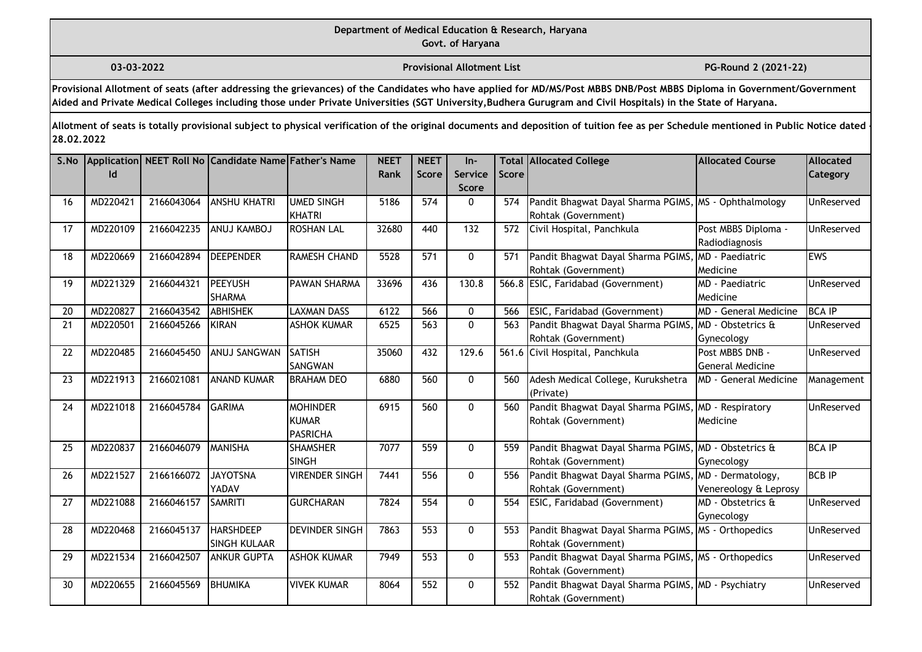**Department of Medical Education & Research, Haryana**
**Govt. of Haryana**

**03-03-2022** | **Provisional Allotment List** | **PG-Round 2 (2021-22)**

**Provisional Allotment of seats (after addressing the grievances) of the Candidates who have applied for MD/MS/Post MBBS DNB/Post MBBS Diploma in Government/Government Aided and Private Medical Colleges including those under Private Universities (SGT University,Budhera Gurugram and Civil Hospitals) in the State of Haryana.**

**Allotment of seats is totally provisional subject to physical verification of the original documents and deposition of tuition fee as per Schedule mentioned in Public Notice dated 28.02.2022**

| S.No | Application Id | NEET Roll No | Candidate Name | Father's Name | NEET Rank | NEET Score | In-Service Score | Total Score | Allocated College | Allocated Course | Allocated Category |
|---|---|---|---|---|---|---|---|---|---|---|---|
| 16 | MD220421 | 2166043064 | ANSHU KHATRI | UMED SINGH KHATRI | 5186 | 574 | 0 | 574 | Pandit Bhagwat Dayal Sharma PGIMS, Rohtak (Government) | MS - Ophthalmology | UnReserved |
| 17 | MD220109 | 2166042235 | ANUJ KAMBOJ | ROSHAN LAL | 32680 | 440 | 132 | 572 | Civil Hospital, Panchkula | Post MBBS Diploma - Radiodiagnosis | UnReserved |
| 18 | MD220669 | 2166042894 | DEEPENDER | RAMESH CHAND | 5528 | 571 | 0 | 571 | Pandit Bhagwat Dayal Sharma PGIMS, Rohtak (Government) | MD - Paediatric Medicine | EWS |
| 19 | MD221329 | 2166044321 | PEEYUSH SHARMA | PAWAN SHARMA | 33696 | 436 | 130.8 | 566.8 | ESIC, Faridabad (Government) | MD - Paediatric Medicine | UnReserved |
| 20 | MD220827 | 2166043542 | ABHISHEK | LAXMAN DASS | 6122 | 566 | 0 | 566 | ESIC, Faridabad (Government) | MD - General Medicine | BCA IP |
| 21 | MD220501 | 2166045266 | KIRAN | ASHOK KUMAR | 6525 | 563 | 0 | 563 | Pandit Bhagwat Dayal Sharma PGIMS, Rohtak (Government) | MD - Obstetrics & Gynecology | UnReserved |
| 22 | MD220485 | 2166045450 | ANUJ SANGWAN | SATISH SANGWAN | 35060 | 432 | 129.6 | 561.6 | Civil Hospital, Panchkula | Post MBBS DNB - General Medicine | UnReserved |
| 23 | MD221913 | 2166021081 | ANAND KUMAR | BRAHAM DEO | 6880 | 560 | 0 | 560 | Adesh Medical College, Kurukshetra (Private) | MD - General Medicine | Management |
| 24 | MD221018 | 2166045784 | GARIMA | MOHINDER KUMAR PASRICHA | 6915 | 560 | 0 | 560 | Pandit Bhagwat Dayal Sharma PGIMS, Rohtak (Government) | MD - Respiratory Medicine | UnReserved |
| 25 | MD220837 | 2166046079 | MANISHA | SHAMSHER SINGH | 7077 | 559 | 0 | 559 | Pandit Bhagwat Dayal Sharma PGIMS, Rohtak (Government) | MD - Obstetrics & Gynecology | BCA IP |
| 26 | MD221527 | 2166166072 | JAYOTSNA YADAV | VIRENDER SINGH | 7441 | 556 | 0 | 556 | Pandit Bhagwat Dayal Sharma PGIMS, Rohtak (Government) | MD - Dermatology, Venereology & Leprosy | BCB IP |
| 27 | MD221088 | 2166046157 | SAMRITI | GURCHARAN | 7824 | 554 | 0 | 554 | ESIC, Faridabad (Government) | MD - Obstetrics & Gynecology | UnReserved |
| 28 | MD220468 | 2166045137 | HARSHDEEP SINGH KULAAR | DEVINDER SINGH | 7863 | 553 | 0 | 553 | Pandit Bhagwat Dayal Sharma PGIMS, Rohtak (Government) | MS - Orthopedics | UnReserved |
| 29 | MD221534 | 2166042507 | ANKUR GUPTA | ASHOK KUMAR | 7949 | 553 | 0 | 553 | Pandit Bhagwat Dayal Sharma PGIMS, Rohtak (Government) | MS - Orthopedics | UnReserved |
| 30 | MD220655 | 2166045569 | BHUMIKA | VIVEK KUMAR | 8064 | 552 | 0 | 552 | Pandit Bhagwat Dayal Sharma PGIMS, Rohtak (Government) | MD - Psychiatry | UnReserved |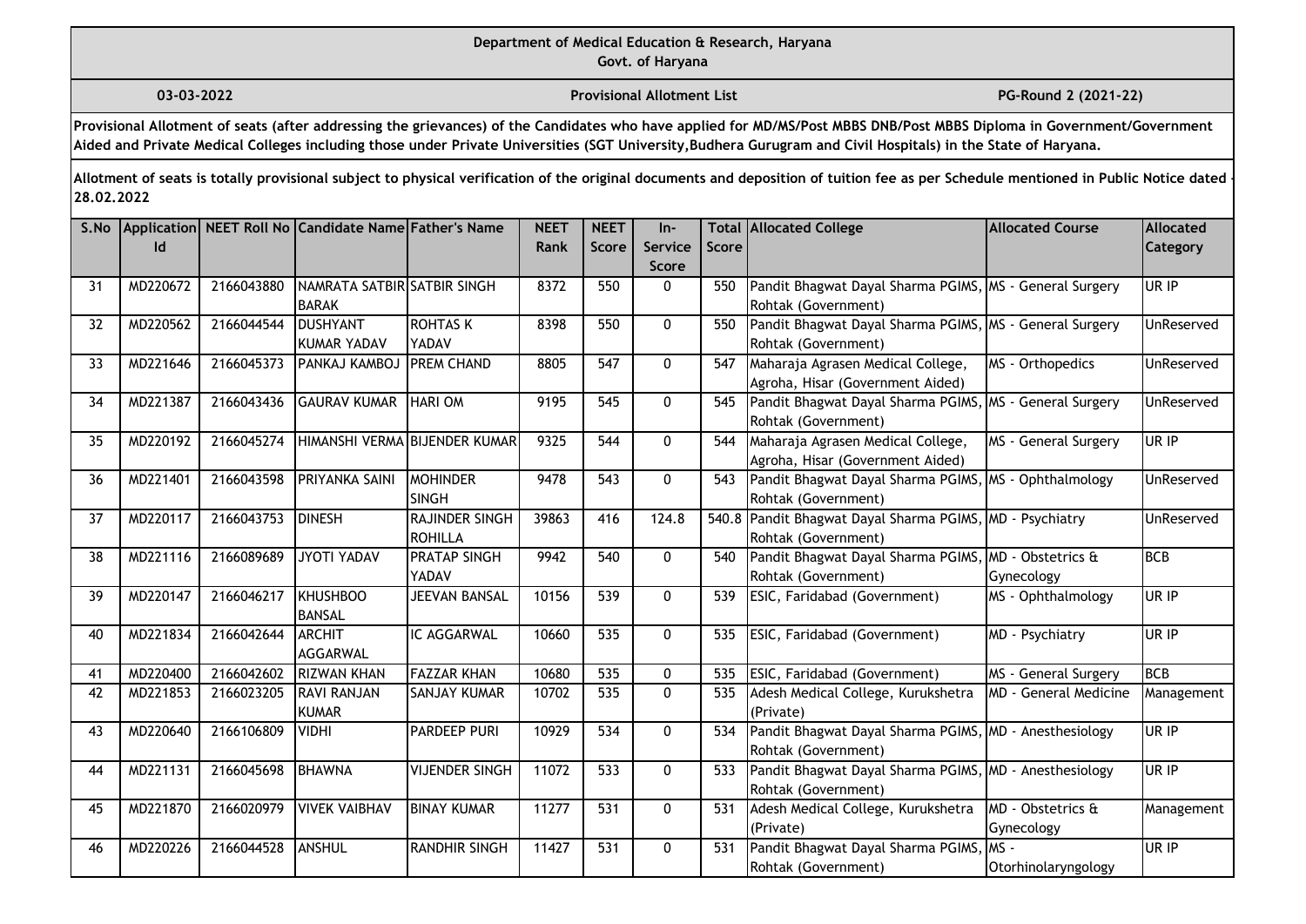**Department of Medical Education & Research, Haryana**
**Govt. of Haryana**

**03-03-2022** | **Provisional Allotment List** | **PG-Round 2 (2021-22)**

**Provisional Allotment of seats (after addressing the grievances) of the Candidates who have applied for MD/MS/Post MBBS DNB/Post MBBS Diploma in Government/Government Aided and Private Medical Colleges including those under Private Universities (SGT University,Budhera Gurugram and Civil Hospitals) in the State of Haryana.**

**Allotment of seats is totally provisional subject to physical verification of the original documents and deposition of tuition fee as per Schedule mentioned in Public Notice dated - 28.02.2022**

| S.No | Application Id | NEET Roll No | Candidate Name | Father's Name | NEET Rank | NEET Score | In-Service Score | Total Score | Allocated College | Allocated Course | Allocated Category |
|---|---|---|---|---|---|---|---|---|---|---|---|
| 31 | MD220672 | 2166043880 | NAMRATA SATBIR BARAK | SATBIR SINGH | 8372 | 550 | 0 | 550 | Pandit Bhagwat Dayal Sharma PGIMS, Rohtak (Government) | MS - General Surgery | UR IP |
| 32 | MD220562 | 2166044544 | DUSHYANT KUMAR YADAV | ROHTAS K YADAV | 8398 | 550 | 0 | 550 | Pandit Bhagwat Dayal Sharma PGIMS, Rohtak (Government) | MS - General Surgery | UnReserved |
| 33 | MD221646 | 2166045373 | PANKAJ KAMBOJ | PREM CHAND | 8805 | 547 | 0 | 547 | Maharaja Agrasen Medical College, Agroha, Hisar (Government Aided) | MS - Orthopedics | UnReserved |
| 34 | MD221387 | 2166043436 | GAURAV KUMAR | HARI OM | 9195 | 545 | 0 | 545 | Pandit Bhagwat Dayal Sharma PGIMS, Rohtak (Government) | MS - General Surgery | UnReserved |
| 35 | MD220192 | 2166045274 | HIMANSHI VERMA | BIJENDER KUMAR | 9325 | 544 | 0 | 544 | Maharaja Agrasen Medical College, Agroha, Hisar (Government Aided) | MS - General Surgery | UR IP |
| 36 | MD221401 | 2166043598 | PRIYANKA SAINI | MOHINDER SINGH | 9478 | 543 | 0 | 543 | Pandit Bhagwat Dayal Sharma PGIMS, Rohtak (Government) | MS - Ophthalmology | UnReserved |
| 37 | MD220117 | 2166043753 | DINESH | RAJINDER SINGH ROHILLA | 39863 | 416 | 124.8 | 540.8 | Pandit Bhagwat Dayal Sharma PGIMS, Rohtak (Government) | MD - Psychiatry | UnReserved |
| 38 | MD221116 | 2166089689 | JYOTI YADAV | PRATAP SINGH YADAV | 9942 | 540 | 0 | 540 | Pandit Bhagwat Dayal Sharma PGIMS, Rohtak (Government) | MD - Obstetrics & Gynecology | BCB |
| 39 | MD220147 | 2166046217 | KHUSHBOO BANSAL | JEEVAN BANSAL | 10156 | 539 | 0 | 539 | ESIC, Faridabad (Government) | MS - Ophthalmology | UR IP |
| 40 | MD221834 | 2166042644 | ARCHIT AGGARWAL | IC AGGARWAL | 10660 | 535 | 0 | 535 | ESIC, Faridabad (Government) | MD - Psychiatry | UR IP |
| 41 | MD220400 | 2166042602 | RIZWAN KHAN | FAZZAR KHAN | 10680 | 535 | 0 | 535 | ESIC, Faridabad (Government) | MS - General Surgery | BCB |
| 42 | MD221853 | 2166023205 | RAVI RANJAN KUMAR | SANJAY KUMAR | 10702 | 535 | 0 | 535 | Adesh Medical College, Kurukshetra (Private) | MD - General Medicine | Management |
| 43 | MD220640 | 2166106809 | VIDHI | PARDEEP PURI | 10929 | 534 | 0 | 534 | Pandit Bhagwat Dayal Sharma PGIMS, Rohtak (Government) | MD - Anesthesiology | UR IP |
| 44 | MD221131 | 2166045698 | BHAWNA | VIJENDER SINGH | 11072 | 533 | 0 | 533 | Pandit Bhagwat Dayal Sharma PGIMS, Rohtak (Government) | MD - Anesthesiology | UR IP |
| 45 | MD221870 | 2166020979 | VIVEK VAIBHAV | BINAY KUMAR | 11277 | 531 | 0 | 531 | Adesh Medical College, Kurukshetra (Private) | MD - Obstetrics & Gynecology | Management |
| 46 | MD220226 | 2166044528 | ANSHUL | RANDHIR SINGH | 11427 | 531 | 0 | 531 | Pandit Bhagwat Dayal Sharma PGIMS, Rohtak (Government) | MS - Otorhinolaryngology | UR IP |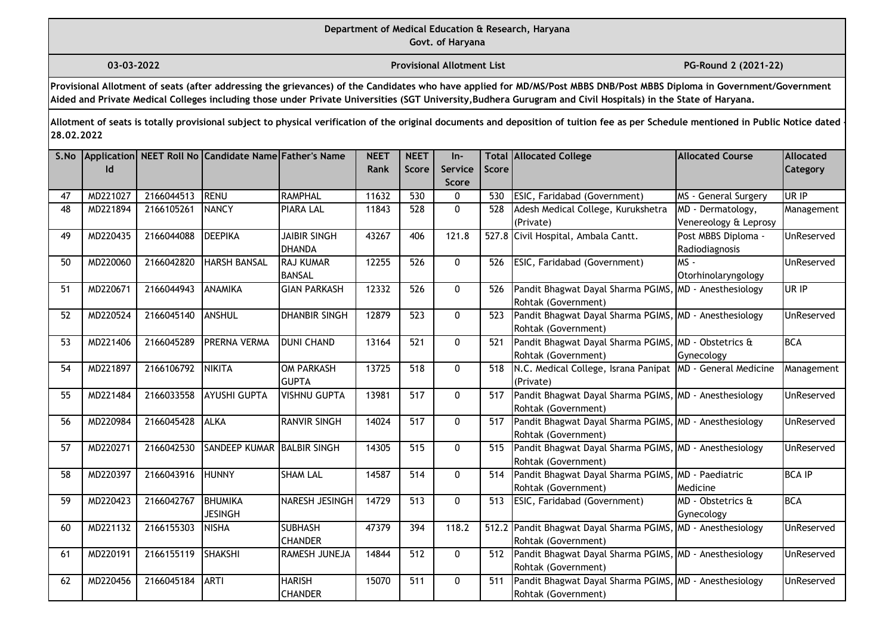Department of Medical Education & Research, Haryana
Govt. of Haryana

03-03-2022 | Provisional Allotment List | PG-Round 2 (2021-22)

**Provisional Allotment of seats (after addressing the grievances) of the Candidates who have applied for MD/MS/Post MBBS DNB/Post MBBS Diploma in Government/Government Aided and Private Medical Colleges including those under Private Universities (SGT University,Budhera Gurugram and Civil Hospitals) in the State of Haryana.**

**Allotment of seats is totally provisional subject to physical verification of the original documents and deposition of tuition fee as per Schedule mentioned in Public Notice dated - 28.02.2022**

| S.No | Application Id | NEET Roll No | Candidate Name | Father's Name | NEET Rank | NEET Score | In-Service Score | Total Score | Allocated College | Allocated Course | Allocated Category |
|---|---|---|---|---|---|---|---|---|---|---|---|
| 47 | MD221027 | 2166044513 | RENU | RAMPHAL | 11632 | 530 | 0 | 530 | ESIC, Faridabad (Government) | MS - General Surgery | UR IP |
| 48 | MD221894 | 2166105261 | NANCY | PIARA LAL | 11843 | 528 | 0 | 528 | Adesh Medical College, Kurukshetra (Private) | MD - Dermatology, Venereology & Leprosy | Management |
| 49 | MD220435 | 2166044088 | DEEPIKA | JAIBIR SINGH DHANDA | 43267 | 406 | 121.8 | 527.8 | Civil Hospital, Ambala Cantt. | Post MBBS Diploma - Radiodiagnosis | UnReserved |
| 50 | MD220060 | 2166042820 | HARSH BANSAL | RAJ KUMAR BANSAL | 12255 | 526 | 0 | 526 | ESIC, Faridabad (Government) | MS - Otorhinolaryngology | UnReserved |
| 51 | MD220671 | 2166044943 | ANAMIKA | GIAN PARKASH | 12332 | 526 | 0 | 526 | Pandit Bhagwat Dayal Sharma PGIMS, Rohtak (Government) | MD - Anesthesiology | UR IP |
| 52 | MD220524 | 2166045140 | ANSHUL | DHANBIR SINGH | 12879 | 523 | 0 | 523 | Pandit Bhagwat Dayal Sharma PGIMS, Rohtak (Government) | MD - Anesthesiology | UnReserved |
| 53 | MD221406 | 2166045289 | PRERNA VERMA | DUNI CHAND | 13164 | 521 | 0 | 521 | Pandit Bhagwat Dayal Sharma PGIMS, Rohtak (Government) | MD - Obstetrics & Gynecology | BCA |
| 54 | MD221897 | 2166106792 | NIKITA | OM PARKASH GUPTA | 13725 | 518 | 0 | 518 | N.C. Medical College, Israna Panipat (Private) | MD - General Medicine | Management |
| 55 | MD221484 | 2166033558 | AYUSHI GUPTA | VISHNU GUPTA | 13981 | 517 | 0 | 517 | Pandit Bhagwat Dayal Sharma PGIMS, Rohtak (Government) | MD - Anesthesiology | UnReserved |
| 56 | MD220984 | 2166045428 | ALKA | RANVIR SINGH | 14024 | 517 | 0 | 517 | Pandit Bhagwat Dayal Sharma PGIMS, Rohtak (Government) | MD - Anesthesiology | UnReserved |
| 57 | MD220271 | 2166042530 | SANDEEP KUMAR | BALBIR SINGH | 14305 | 515 | 0 | 515 | Pandit Bhagwat Dayal Sharma PGIMS, Rohtak (Government) | MD - Anesthesiology | UnReserved |
| 58 | MD220397 | 2166043916 | HUNNY | SHAM LAL | 14587 | 514 | 0 | 514 | Pandit Bhagwat Dayal Sharma PGIMS, Rohtak (Government) | MD - Paediatric Medicine | BCA IP |
| 59 | MD220423 | 2166042767 | BHUMIKA JESINGH | NARESH JESINGH | 14729 | 513 | 0 | 513 | ESIC, Faridabad (Government) | MD - Obstetrics & Gynecology | BCA |
| 60 | MD221132 | 2166155303 | NISHA | SUBHASH CHANDER | 47379 | 394 | 118.2 | 512.2 | Pandit Bhagwat Dayal Sharma PGIMS, Rohtak (Government) | MD - Anesthesiology | UnReserved |
| 61 | MD220191 | 2166155119 | SHAKSHI | RAMESH JUNEJA | 14844 | 512 | 0 | 512 | Pandit Bhagwat Dayal Sharma PGIMS, Rohtak (Government) | MD - Anesthesiology | UnReserved |
| 62 | MD220456 | 2166045184 | ARTI | HARISH CHANDER | 15070 | 511 | 0 | 511 | Pandit Bhagwat Dayal Sharma PGIMS, Rohtak (Government) | MD - Anesthesiology | UnReserved |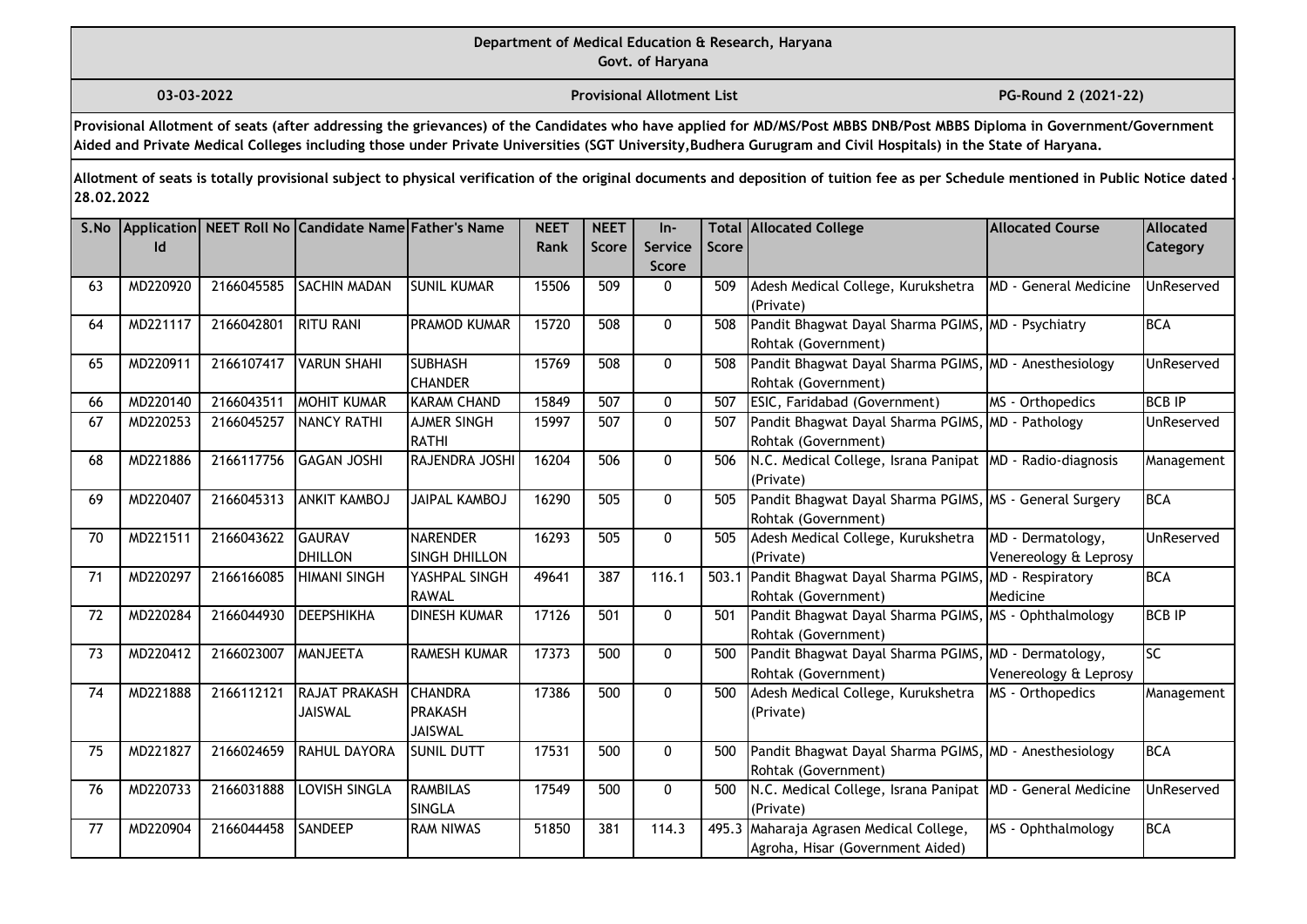Department of Medical Education & Research, Haryana
Govt. of Haryana

03-03-2022 | Provisional Allotment List | PG-Round 2 (2021-22)

**Provisional Allotment of seats (after addressing the grievances) of the Candidates who have applied for MD/MS/Post MBBS DNB/Post MBBS Diploma in Government/Government Aided and Private Medical Colleges including those under Private Universities (SGT University,Budhera Gurugram and Civil Hospitals) in the State of Haryana.**

**Allotment of seats is totally provisional subject to physical verification of the original documents and deposition of tuition fee as per Schedule mentioned in Public Notice dated - 28.02.2022**

| S.No | Application Id | NEET Roll No | Candidate Name | Father's Name | NEET Rank | NEET Score | In-Service Score | Total Score | Allocated College | Allocated Course | Allocated Category |
|---|---|---|---|---|---|---|---|---|---|---|---|
| 63 | MD220920 | 2166045585 | SACHIN MADAN | SUNIL KUMAR | 15506 | 509 | 0 | 509 | Adesh Medical College, Kurukshetra (Private) | MD - General Medicine | UnReserved |
| 64 | MD221117 | 2166042801 | RITU RANI | PRAMOD KUMAR | 15720 | 508 | 0 | 508 | Pandit Bhagwat Dayal Sharma PGIMS, Rohtak (Government) | MD - Psychiatry | BCA |
| 65 | MD220911 | 2166107417 | VARUN SHAHI | SUBHASH CHANDER | 15769 | 508 | 0 | 508 | Pandit Bhagwat Dayal Sharma PGIMS, Rohtak (Government) | MD - Anesthesiology | UnReserved |
| 66 | MD220140 | 2166043511 | MOHIT KUMAR | KARAM CHAND | 15849 | 507 | 0 | 507 | ESIC, Faridabad (Government) | MS - Orthopedics | BCB IP |
| 67 | MD220253 | 2166045257 | NANCY RATHI | AJMER SINGH RATHI | 15997 | 507 | 0 | 507 | Pandit Bhagwat Dayal Sharma PGIMS, Rohtak (Government) | MD - Pathology | UnReserved |
| 68 | MD221886 | 2166117756 | GAGAN JOSHI | RAJENDRA JOSHI | 16204 | 506 | 0 | 506 | N.C. Medical College, Israna Panipat (Private) | MD - Radio-diagnosis | Management |
| 69 | MD220407 | 2166045313 | ANKIT KAMBOJ | JAIPAL KAMBOJ | 16290 | 505 | 0 | 505 | Pandit Bhagwat Dayal Sharma PGIMS, Rohtak (Government) | MS - General Surgery | BCA |
| 70 | MD221511 | 2166043622 | GAURAV DHILLON | NARENDER SINGH DHILLON | 16293 | 505 | 0 | 505 | Adesh Medical College, Kurukshetra (Private) | MD - Dermatology, Venereology & Leprosy | UnReserved |
| 71 | MD220297 | 2166166085 | HIMANI SINGH | YASHPAL SINGH RAWAL | 49641 | 387 | 116.1 | 503.1 | Pandit Bhagwat Dayal Sharma PGIMS, Rohtak (Government) | MD - Respiratory Medicine | BCA |
| 72 | MD220284 | 2166044930 | DEEPSHIKHA | DINESH KUMAR | 17126 | 501 | 0 | 501 | Pandit Bhagwat Dayal Sharma PGIMS, Rohtak (Government) | MS - Ophthalmology | BCB IP |
| 73 | MD220412 | 2166023007 | MANJEETA | RAMESH KUMAR | 17373 | 500 | 0 | 500 | Pandit Bhagwat Dayal Sharma PGIMS, Rohtak (Government) | MD - Dermatology, Venereology & Leprosy | SC |
| 74 | MD221888 | 2166112121 | RAJAT PRAKASH JAISWAL | CHANDRA PRAKASH JAISWAL | 17386 | 500 | 0 | 500 | Adesh Medical College, Kurukshetra (Private) | MS - Orthopedics | Management |
| 75 | MD221827 | 2166024659 | RAHUL DAYORA | SUNIL DUTT | 17531 | 500 | 0 | 500 | Pandit Bhagwat Dayal Sharma PGIMS, Rohtak (Government) | MD - Anesthesiology | BCA |
| 76 | MD220733 | 2166031888 | LOVISH SINGLA | RAMBILAS SINGLA | 17549 | 500 | 0 | 500 | N.C. Medical College, Israna Panipat (Private) | MD - General Medicine | UnReserved |
| 77 | MD220904 | 2166044458 | SANDEEP | RAM NIWAS | 51850 | 381 | 114.3 | 495.3 | Maharaja Agrasen Medical College, Agroha, Hisar (Government Aided) | MS - Ophthalmology | BCA |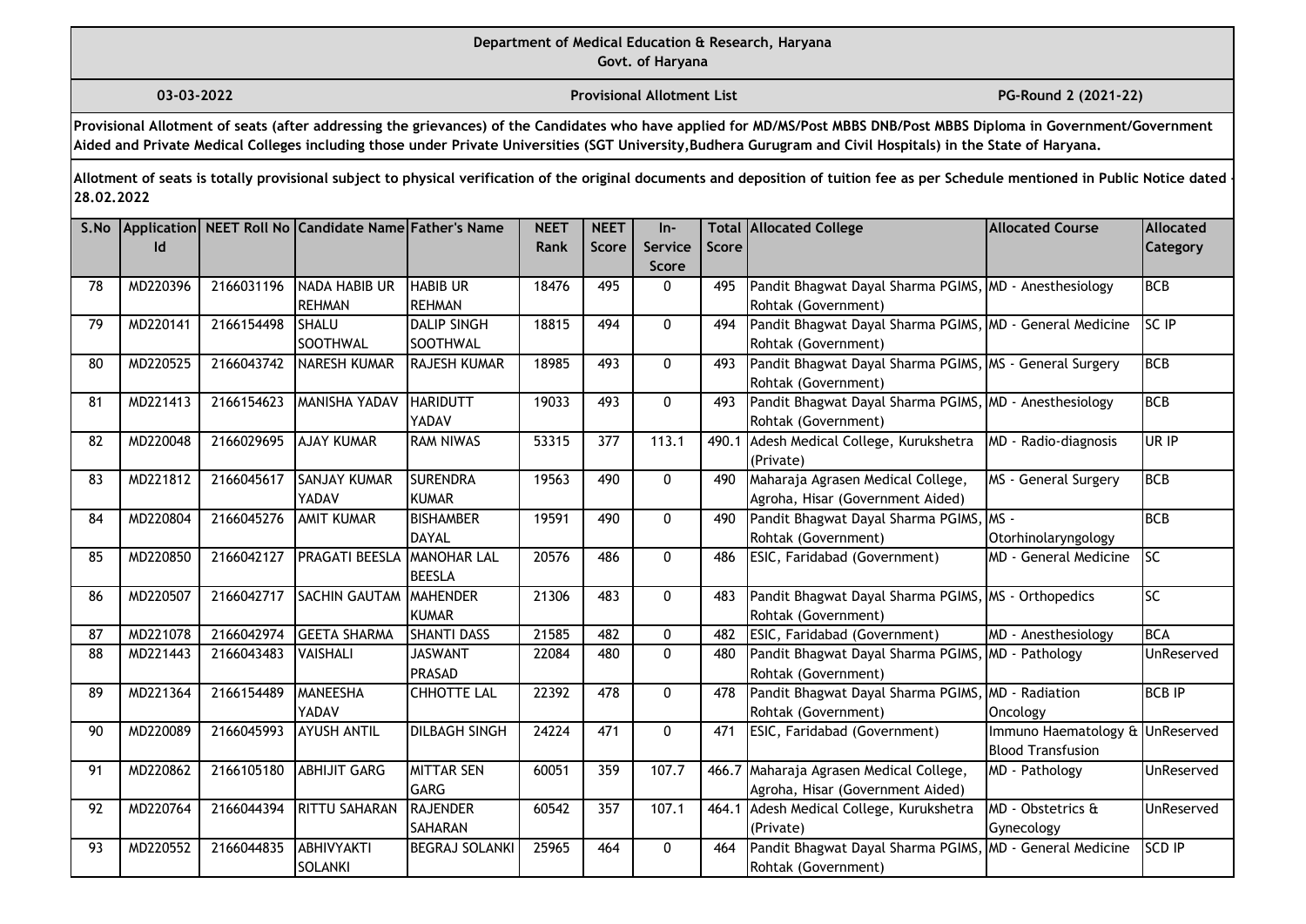Department of Medical Education & Research, Haryana
Govt. of Haryana

03-03-2022 | Provisional Allotment List | PG-Round 2 (2021-22)

**Provisional Allotment of seats (after addressing the grievances) of the Candidates who have applied for MD/MS/Post MBBS DNB/Post MBBS Diploma in Government/Government Aided and Private Medical Colleges including those under Private Universities (SGT University,Budhera Gurugram and Civil Hospitals) in the State of Haryana.**

**Allotment of seats is totally provisional subject to physical verification of the original documents and deposition of tuition fee as per Schedule mentioned in Public Notice dated - 28.02.2022**

| S.No | Application Id | NEET Roll No | Candidate Name | Father's Name | NEET Rank | NEET Score | In-Service Score | Total Score | Allocated College | Allocated Course | Allocated Category |
|---|---|---|---|---|---|---|---|---|---|---|---|
| 78 | MD220396 | 2166031196 | NADA HABIB UR REHMAN | HABIB UR REHMAN | 18476 | 495 | 0 | 495 | Pandit Bhagwat Dayal Sharma PGIMS, Rohtak (Government) | MD - Anesthesiology | BCB |
| 79 | MD220141 | 2166154498 | SHALU SOOTHWAL | DALIP SINGH SOOTHWAL | 18815 | 494 | 0 | 494 | Pandit Bhagwat Dayal Sharma PGIMS, Rohtak (Government) | MD - General Medicine | SC IP |
| 80 | MD220525 | 2166043742 | NARESH KUMAR | RAJESH KUMAR | 18985 | 493 | 0 | 493 | Pandit Bhagwat Dayal Sharma PGIMS, Rohtak (Government) | MS - General Surgery | BCB |
| 81 | MD221413 | 2166154623 | MANISHA YADAV | HARIDUTT YADAV | 19033 | 493 | 0 | 493 | Pandit Bhagwat Dayal Sharma PGIMS, Rohtak (Government) | MD - Anesthesiology | BCB |
| 82 | MD220048 | 2166029695 | AJAY KUMAR | RAM NIWAS | 53315 | 377 | 113.1 | 490.1 | Adesh Medical College, Kurukshetra (Private) | MD - Radio-diagnosis | UR IP |
| 83 | MD221812 | 2166045617 | SANJAY KUMAR YADAV | SURENDRA KUMAR | 19563 | 490 | 0 | 490 | Maharaja Agrasen Medical College, Agroha, Hisar (Government Aided) | MS - General Surgery | BCB |
| 84 | MD220804 | 2166045276 | AMIT KUMAR | BISHAMBER DAYAL | 19591 | 490 | 0 | 490 | Pandit Bhagwat Dayal Sharma PGIMS, Rohtak (Government) | MS - Otorhinolaryngology | BCB |
| 85 | MD220850 | 2166042127 | PRAGATI BEESLA | MANOHAR LAL BEESLA | 20576 | 486 | 0 | 486 | ESIC, Faridabad (Government) | MD - General Medicine | SC |
| 86 | MD220507 | 2166042717 | SACHIN GAUTAM | MAHENDER KUMAR | 21306 | 483 | 0 | 483 | Pandit Bhagwat Dayal Sharma PGIMS, Rohtak (Government) | MS - Orthopedics | SC |
| 87 | MD221078 | 2166042974 | GEETA SHARMA | SHANTI DASS | 21585 | 482 | 0 | 482 | ESIC, Faridabad (Government) | MD - Anesthesiology | BCA |
| 88 | MD221443 | 2166043483 | VAISHALI | JASWANT PRASAD | 22084 | 480 | 0 | 480 | Pandit Bhagwat Dayal Sharma PGIMS, Rohtak (Government) | MD - Pathology | UnReserved |
| 89 | MD221364 | 2166154489 | MANEESHA YADAV | CHHOTTE LAL | 22392 | 478 | 0 | 478 | Pandit Bhagwat Dayal Sharma PGIMS, Rohtak (Government) | MD - Radiation Oncology | BCB IP |
| 90 | MD220089 | 2166045993 | AYUSH ANTIL | DILBAGH SINGH | 24224 | 471 | 0 | 471 | ESIC, Faridabad (Government) | Immuno Haematology & Blood Transfusion | UnReserved |
| 91 | MD220862 | 2166105180 | ABHIJIT GARG | MITTAR SEN GARG | 60051 | 359 | 107.7 | 466.7 | Maharaja Agrasen Medical College, Agroha, Hisar (Government Aided) | MD - Pathology | UnReserved |
| 92 | MD220764 | 2166044394 | RITTU SAHARAN | RAJENDER SAHARAN | 60542 | 357 | 107.1 | 464.1 | Adesh Medical College, Kurukshetra (Private) | MD - Obstetrics & Gynecology | UnReserved |
| 93 | MD220552 | 2166044835 | ABHIVYAKTI SOLANKI | BEGRAJ SOLANKI | 25965 | 464 | 0 | 464 | Pandit Bhagwat Dayal Sharma PGIMS, Rohtak (Government) | MD - General Medicine | SCD IP |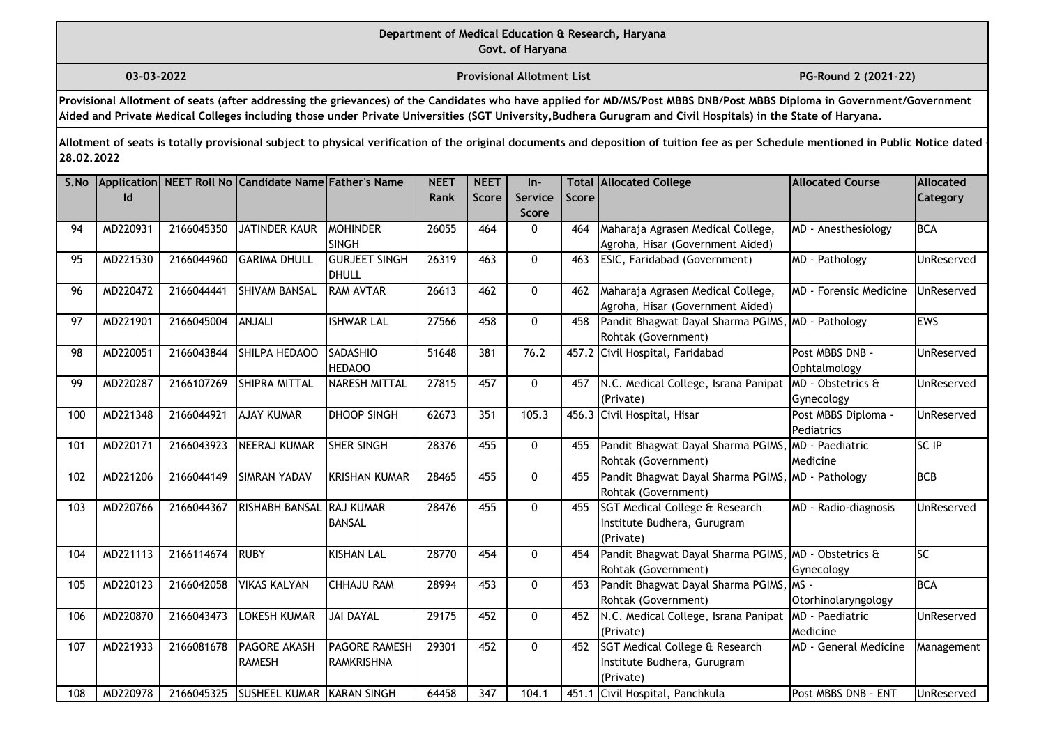**Department of Medical Education & Research, Haryana**
**Govt. of Haryana**

**03-03-2022** | **Provisional Allotment List** | **PG-Round 2 (2021-22)**

**Provisional Allotment of seats (after addressing the grievances) of the Candidates who have applied for MD/MS/Post MBBS DNB/Post MBBS Diploma in Government/Government Aided and Private Medical Colleges including those under Private Universities (SGT University,Budhera Gurugram and Civil Hospitals) in the State of Haryana.**

**Allotment of seats is totally provisional subject to physical verification of the original documents and deposition of tuition fee as per Schedule mentioned in Public Notice dated - 28.02.2022**

| S.No | Application Id | NEET Roll No | Candidate Name | Father's Name | NEET Rank | NEET Score | In-Service Score | Total Score | Allocated College | Allocated Course | Allocated Category |
|---|---|---|---|---|---|---|---|---|---|---|---|
| 94 | MD220931 | 2166045350 | JATINDER KAUR | MOHINDER SINGH | 26055 | 464 | 0 | 464 | Maharaja Agrasen Medical College, Agroha, Hisar (Government Aided) | MD - Anesthesiology | BCA |
| 95 | MD221530 | 2166044960 | GARIMA DHULL | GURJEET SINGH DHULL | 26319 | 463 | 0 | 463 | ESIC, Faridabad (Government) | MD - Pathology | UnReserved |
| 96 | MD220472 | 2166044441 | SHIVAM BANSAL | RAM AVTAR | 26613 | 462 | 0 | 462 | Maharaja Agrasen Medical College, Agroha, Hisar (Government Aided) | MD - Forensic Medicine | UnReserved |
| 97 | MD221901 | 2166045004 | ANJALI | ISHWAR LAL | 27566 | 458 | 0 | 458 | Pandit Bhagwat Dayal Sharma PGIMS, Rohtak (Government) | MD - Pathology | EWS |
| 98 | MD220051 | 2166043844 | SHILPA HEDAOO | SADASHIO HEDAOO | 51648 | 381 | 76.2 | 457.2 | Civil Hospital, Faridabad | Post MBBS DNB - Ophtalmology | UnReserved |
| 99 | MD220287 | 2166107269 | SHIPRA MITTAL | NARESH MITTAL | 27815 | 457 | 0 | 457 | N.C. Medical College, Israna Panipat (Private) | MD - Obstetrics & Gynecology | UnReserved |
| 100 | MD221348 | 2166044921 | AJAY KUMAR | DHOOP SINGH | 62673 | 351 | 105.3 | 456.3 | Civil Hospital, Hisar | Post MBBS Diploma - Pediatrics | UnReserved |
| 101 | MD220171 | 2166043923 | NEERAJ KUMAR | SHER SINGH | 28376 | 455 | 0 | 455 | Pandit Bhagwat Dayal Sharma PGIMS, Rohtak (Government) | MD - Paediatric Medicine | SC IP |
| 102 | MD221206 | 2166044149 | SIMRAN YADAV | KRISHAN KUMAR | 28465 | 455 | 0 | 455 | Pandit Bhagwat Dayal Sharma PGIMS, Rohtak (Government) | MD - Pathology | BCB |
| 103 | MD220766 | 2166044367 | RISHABH BANSAL | RAJ KUMAR BANSAL | 28476 | 455 | 0 | 455 | SGT Medical College & Research Institute Budhera, Gurugram (Private) | MD - Radio-diagnosis | UnReserved |
| 104 | MD221113 | 2166114674 | RUBY | KISHAN LAL | 28770 | 454 | 0 | 454 | Pandit Bhagwat Dayal Sharma PGIMS, Rohtak (Government) | MD - Obstetrics & Gynecology | SC |
| 105 | MD220123 | 2166042058 | VIKAS KALYAN | CHHAJU RAM | 28994 | 453 | 0 | 453 | Pandit Bhagwat Dayal Sharma PGIMS, Rohtak (Government) | MS - Otorhinolaryngology | BCA |
| 106 | MD220870 | 2166043473 | LOKESH KUMAR | JAI DAYAL | 29175 | 452 | 0 | 452 | N.C. Medical College, Israna Panipat (Private) | MD - Paediatric Medicine | UnReserved |
| 107 | MD221933 | 2166081678 | PAGORE AKASH RAMESH | PAGORE RAMESH RAMKRISHNA | 29301 | 452 | 0 | 452 | SGT Medical College & Research Institute Budhera, Gurugram (Private) | MD - General Medicine | Management |
| 108 | MD220978 | 2166045325 | SUSHEEL KUMAR | KARAN SINGH | 64458 | 347 | 104.1 | 451.1 | Civil Hospital, Panchkula | Post MBBS DNB - ENT | UnReserved |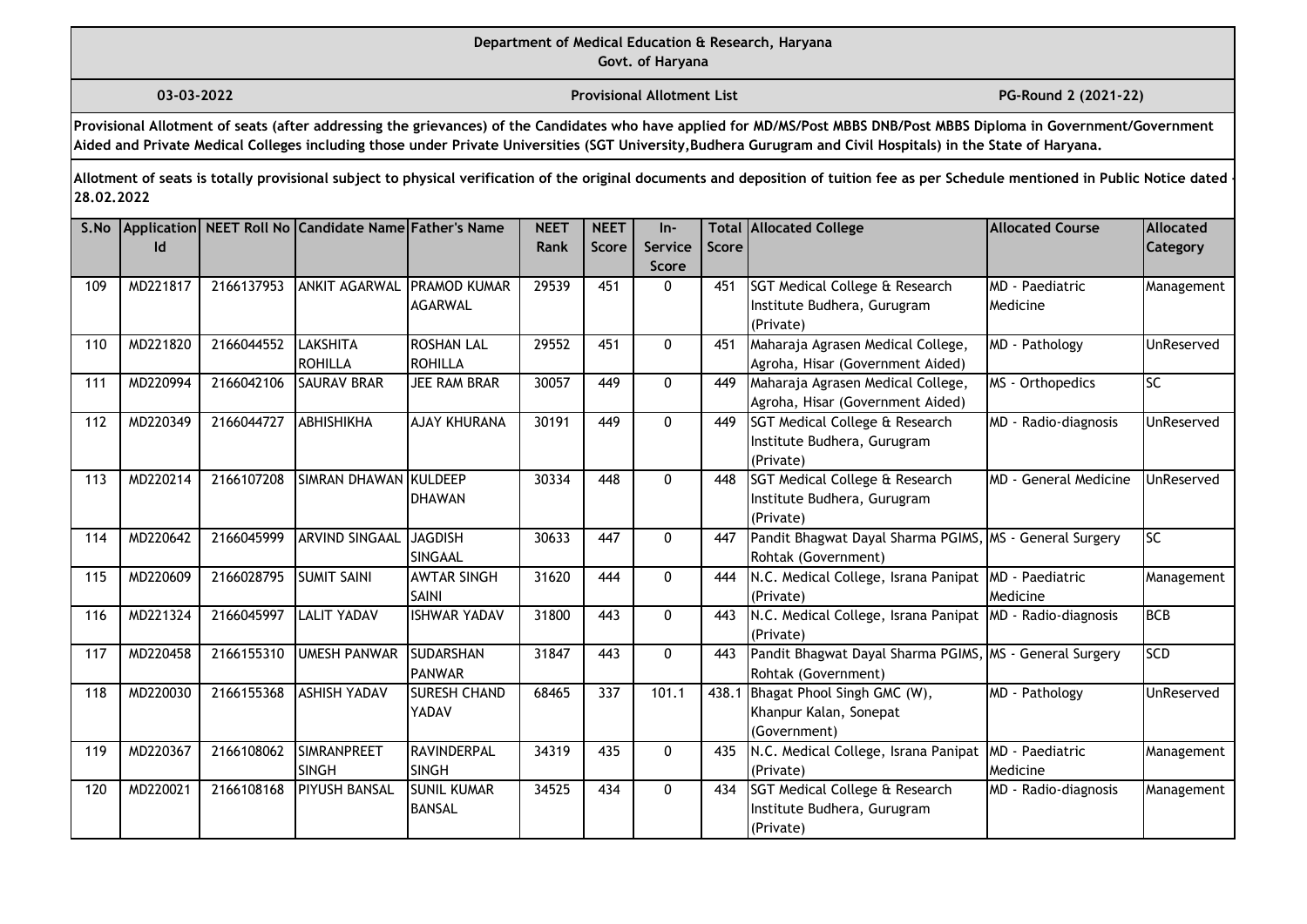Department of Medical Education & Research, Haryana
Govt. of Haryana

03-03-2022 | Provisional Allotment List | PG-Round 2 (2021-22)

**Provisional Allotment of seats (after addressing the grievances) of the Candidates who have applied for MD/MS/Post MBBS DNB/Post MBBS Diploma in Government/Government Aided and Private Medical Colleges including those under Private Universities (SGT University,Budhera Gurugram and Civil Hospitals) in the State of Haryana.**

**Allotment of seats is totally provisional subject to physical verification of the original documents and deposition of tuition fee as per Schedule mentioned in Public Notice dated - 28.02.2022**

| S.No | Application Id | NEET Roll No | Candidate Name | Father's Name | NEET Rank | NEET Score | In-Service Score | Total Score | Allocated College | Allocated Course | Allocated Category |
|---|---|---|---|---|---|---|---|---|---|---|---|
| 109 | MD221817 | 2166137953 | ANKIT AGARWAL | PRAMOD KUMAR AGARWAL | 29539 | 451 | 0 | 451 | SGT Medical College & Research Institute Budhera, Gurugram (Private) | MD - Paediatric Medicine | Management |
| 110 | MD221820 | 2166044552 | LAKSHITA ROHILLA | ROSHAN LAL ROHILLA | 29552 | 451 | 0 | 451 | Maharaja Agrasen Medical College, Agroha, Hisar (Government Aided) | MD - Pathology | UnReserved |
| 111 | MD220994 | 2166042106 | SAURAV BRAR | JEE RAM BRAR | 30057 | 449 | 0 | 449 | Maharaja Agrasen Medical College, Agroha, Hisar (Government Aided) | MS - Orthopedics | SC |
| 112 | MD220349 | 2166044727 | ABHISHIKHA | AJAY KHURANA | 30191 | 449 | 0 | 449 | SGT Medical College & Research Institute Budhera, Gurugram (Private) | MD - Radio-diagnosis | UnReserved |
| 113 | MD220214 | 2166107208 | SIMRAN DHAWAN | KULDEEP DHAWAN | 30334 | 448 | 0 | 448 | SGT Medical College & Research Institute Budhera, Gurugram (Private) | MD - General Medicine | UnReserved |
| 114 | MD220642 | 2166045999 | ARVIND SINGAAL | JAGDISH SINGAAL | 30633 | 447 | 0 | 447 | Pandit Bhagwat Dayal Sharma PGIMS, Rohtak (Government) | MS - General Surgery | SC |
| 115 | MD220609 | 2166028795 | SUMIT SAINI | AWTAR SINGH SAINI | 31620 | 444 | 0 | 444 | N.C. Medical College, Israna Panipat (Private) | MD - Paediatric Medicine | Management |
| 116 | MD221324 | 2166045997 | LALIT YADAV | ISHWAR YADAV | 31800 | 443 | 0 | 443 | N.C. Medical College, Israna Panipat (Private) | MD - Radio-diagnosis | BCB |
| 117 | MD220458 | 2166155310 | UMESH PANWAR | SUDARSHAN PANWAR | 31847 | 443 | 0 | 443 | Pandit Bhagwat Dayal Sharma PGIMS, Rohtak (Government) | MS - General Surgery | SCD |
| 118 | MD220030 | 2166155368 | ASHISH YADAV | SURESH CHAND YADAV | 68465 | 337 | 101.1 | 438.1 | Bhagat Phool Singh GMC (W), Khanpur Kalan, Sonepat (Government) | MD - Pathology | UnReserved |
| 119 | MD220367 | 2166108062 | SIMRANPREET SINGH | RAVINDERPAL SINGH | 34319 | 435 | 0 | 435 | N.C. Medical College, Israna Panipat (Private) | MD - Paediatric Medicine | Management |
| 120 | MD220021 | 2166108168 | PIYUSH BANSAL | SUNIL KUMAR BANSAL | 34525 | 434 | 0 | 434 | SGT Medical College & Research Institute Budhera, Gurugram (Private) | MD - Radio-diagnosis | Management |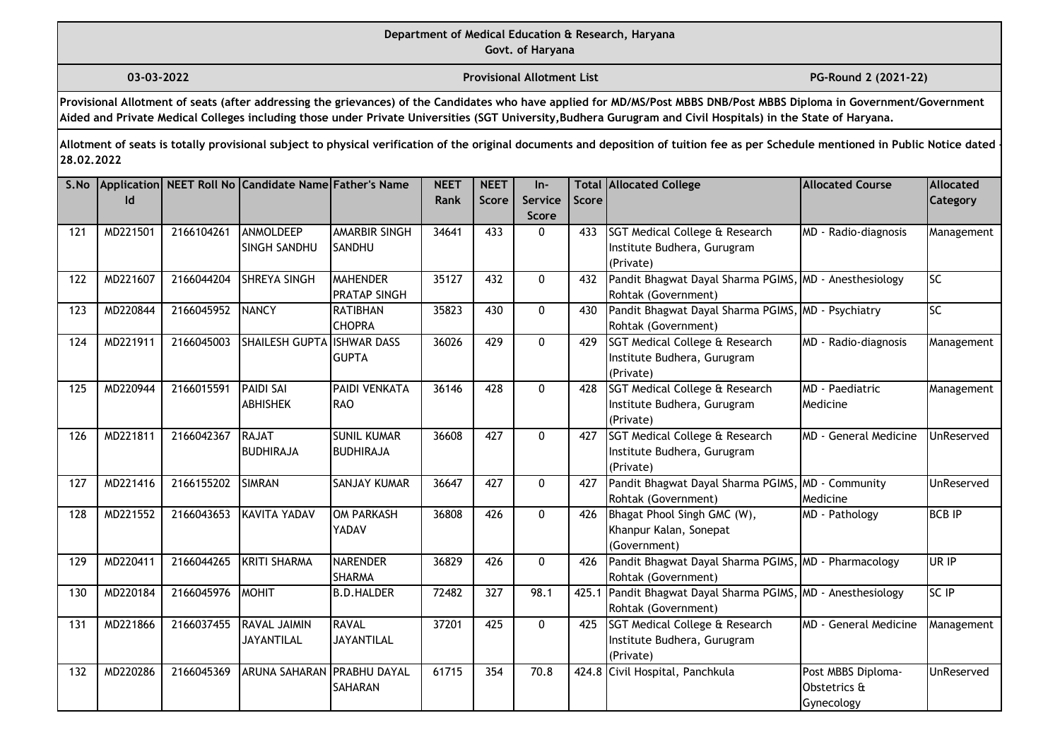**Department of Medical Education & Research, Haryana**
**Govt. of Haryana**

**03-03-2022** | **Provisional Allotment List** | **PG-Round 2 (2021-22)**

**Provisional Allotment of seats (after addressing the grievances) of the Candidates who have applied for MD/MS/Post MBBS DNB/Post MBBS Diploma in Government/Government Aided and Private Medical Colleges including those under Private Universities (SGT University,Budhera Gurugram and Civil Hospitals) in the State of Haryana.**

**Allotment of seats is totally provisional subject to physical verification of the original documents and deposition of tuition fee as per Schedule mentioned in Public Notice dated - 28.02.2022**

| S.No | Application Id | NEET Roll No | Candidate Name | Father's Name | NEET Rank | NEET Score | In-Service Score | Total Score | Allocated College | Allocated Course | Allocated Category |
|---|---|---|---|---|---|---|---|---|---|---|---|
| 121 | MD221501 | 2166104261 | ANMOLDEEP SINGH SANDHU | AMARBIR SINGH SANDHU | 34641 | 433 | 0 | 433 | SGT Medical College & Research Institute Budhera, Gurugram (Private) | MD - Radio-diagnosis | Management |
| 122 | MD221607 | 2166044204 | SHREYA SINGH | MAHENDER PRATAP SINGH | 35127 | 432 | 0 | 432 | Pandit Bhagwat Dayal Sharma PGIMS, Rohtak (Government) | MD - Anesthesiology | SC |
| 123 | MD220844 | 2166045952 | NANCY | RATIBHAN CHOPRA | 35823 | 430 | 0 | 430 | Pandit Bhagwat Dayal Sharma PGIMS, Rohtak (Government) | MD - Psychiatry | SC |
| 124 | MD221911 | 2166045003 | SHAILESH GUPTA | ISHWAR DASS GUPTA | 36026 | 429 | 0 | 429 | SGT Medical College & Research Institute Budhera, Gurugram (Private) | MD - Radio-diagnosis | Management |
| 125 | MD220944 | 2166015591 | PAIDI SAI ABHISHEK | PAIDI VENKATA RAO | 36146 | 428 | 0 | 428 | SGT Medical College & Research Institute Budhera, Gurugram (Private) | MD - Paediatric Medicine | Management |
| 126 | MD221811 | 2166042367 | RAJAT BUDHIRAJA | SUNIL KUMAR BUDHIRAJA | 36608 | 427 | 0 | 427 | SGT Medical College & Research Institute Budhera, Gurugram (Private) | MD - General Medicine | UnReserved |
| 127 | MD221416 | 2166155202 | SIMRAN | SANJAY KUMAR | 36647 | 427 | 0 | 427 | Pandit Bhagwat Dayal Sharma PGIMS, Rohtak (Government) | MD - Community Medicine | UnReserved |
| 128 | MD221552 | 2166043653 | KAVITA YADAV | OM PARKASH YADAV | 36808 | 426 | 0 | 426 | Bhagat Phool Singh GMC (W), Khanpur Kalan, Sonepat (Government) | MD - Pathology | BCB IP |
| 129 | MD220411 | 2166044265 | KRITI SHARMA | NARENDER SHARMA | 36829 | 426 | 0 | 426 | Pandit Bhagwat Dayal Sharma PGIMS, Rohtak (Government) | MD - Pharmacology | UR IP |
| 130 | MD220184 | 2166045976 | MOHIT | B.D.HALDER | 72482 | 327 | 98.1 | 425.1 | Pandit Bhagwat Dayal Sharma PGIMS, Rohtak (Government) | MD - Anesthesiology | SC IP |
| 131 | MD221866 | 2166037455 | RAVAL JAIMIN JAYANTILAL | RAVAL JAYANTILAL | 37201 | 425 | 0 | 425 | SGT Medical College & Research Institute Budhera, Gurugram (Private) | MD - General Medicine | Management |
| 132 | MD220286 | 2166045369 | ARUNA SAHARAN | PRABHU DAYAL SAHARAN | 61715 | 354 | 70.8 | 424.8 | Civil Hospital, Panchkula | Post MBBS Diploma-Obstetrics & Gynecology | UnReserved |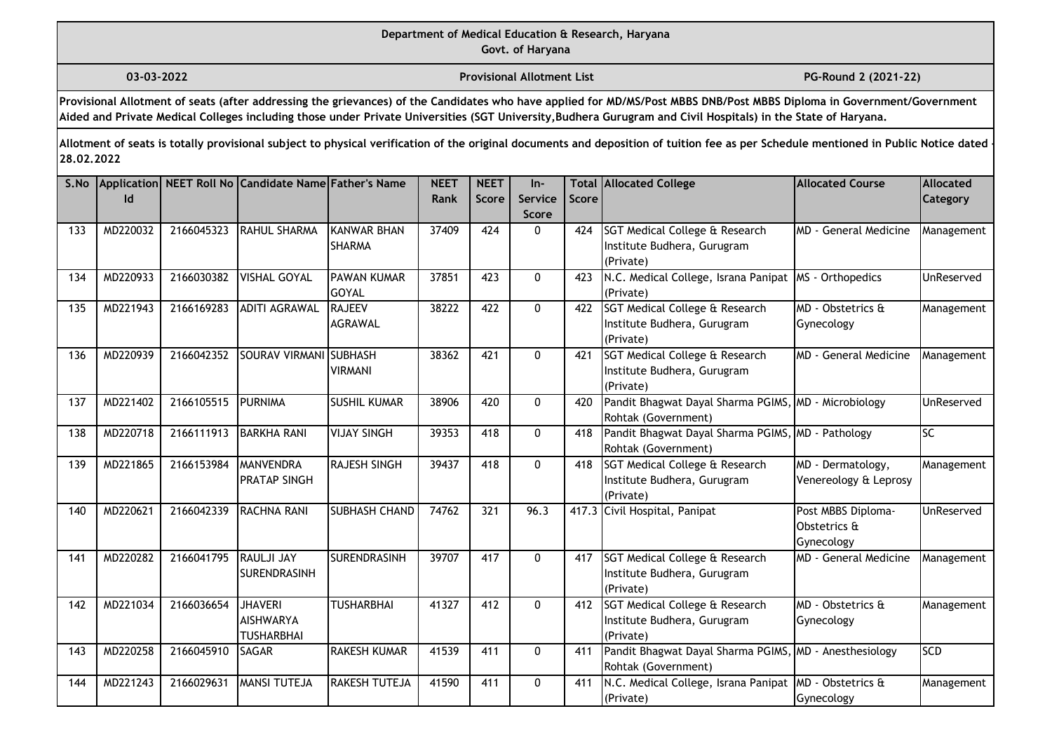**Department of Medical Education & Research, Haryana**
**Govt. of Haryana**

**03-03-2022** | **Provisional Allotment List** | **PG-Round 2 (2021-22)**

**Provisional Allotment of seats (after addressing the grievances) of the Candidates who have applied for MD/MS/Post MBBS DNB/Post MBBS Diploma in Government/Government Aided and Private Medical Colleges including those under Private Universities (SGT University,Budhera Gurugram and Civil Hospitals) in the State of Haryana.**

**Allotment of seats is totally provisional subject to physical verification of the original documents and deposition of tuition fee as per Schedule mentioned in Public Notice dated - 28.02.2022**

| S.No | Application Id | NEET Roll No | Candidate Name | Father's Name | NEET Rank | NEET Score | In-Service Score | Total Score | Allocated College | Allocated Course | Allocated Category |
|---|---|---|---|---|---|---|---|---|---|---|---|
| 133 | MD220032 | 2166045323 | RAHUL SHARMA | KANWAR BHAN SHARMA | 37409 | 424 | 0 | 424 | SGT Medical College & Research Institute Budhera, Gurugram (Private) | MD - General Medicine | Management |
| 134 | MD220933 | 2166030382 | VISHAL GOYAL | PAWAN KUMAR GOYAL | 37851 | 423 | 0 | 423 | N.C. Medical College, Israna Panipat (Private) | MS - Orthopedics | UnReserved |
| 135 | MD221943 | 2166169283 | ADITI AGRAWAL | RAJEEV AGRAWAL | 38222 | 422 | 0 | 422 | SGT Medical College & Research Institute Budhera, Gurugram (Private) | MD - Obstetrics & Gynecology | Management |
| 136 | MD220939 | 2166042352 | SOURAV VIRMANI | SUBHASH VIRMANI | 38362 | 421 | 0 | 421 | SGT Medical College & Research Institute Budhera, Gurugram (Private) | MD - General Medicine | Management |
| 137 | MD221402 | 2166105515 | PURNIMA | SUSHIL KUMAR | 38906 | 420 | 0 | 420 | Pandit Bhagwat Dayal Sharma PGIMS, Rohtak (Government) | MD - Microbiology | UnReserved |
| 138 | MD220718 | 2166111913 | BARKHA RANI | VIJAY SINGH | 39353 | 418 | 0 | 418 | Pandit Bhagwat Dayal Sharma PGIMS, Rohtak (Government) | MD - Pathology | SC |
| 139 | MD221865 | 2166153984 | MANVENDRA PRATAP SINGH | RAJESH SINGH | 39437 | 418 | 0 | 418 | SGT Medical College & Research Institute Budhera, Gurugram (Private) | MD - Dermatology, Venereology & Leprosy | Management |
| 140 | MD220621 | 2166042339 | RACHNA RANI | SUBHASH CHAND | 74762 | 321 | 96.3 | 417.3 | Civil Hospital, Panipat | Post MBBS Diploma-Obstetrics & Gynecology | UnReserved |
| 141 | MD220282 | 2166041795 | RAULJI JAY SURENDRASINH | SURENDRASINH | 39707 | 417 | 0 | 417 | SGT Medical College & Research Institute Budhera, Gurugram (Private) | MD - General Medicine | Management |
| 142 | MD221034 | 2166036654 | JHAVERI AISHWARYA TUSHARBHAI | TUSHARBHAI | 41327 | 412 | 0 | 412 | SGT Medical College & Research Institute Budhera, Gurugram (Private) | MD - Obstetrics & Gynecology | Management |
| 143 | MD220258 | 2166045910 | SAGAR | RAKESH KUMAR | 41539 | 411 | 0 | 411 | Pandit Bhagwat Dayal Sharma PGIMS, Rohtak (Government) | MD - Anesthesiology | SCD |
| 144 | MD221243 | 2166029631 | MANSI TUTEJA | RAKESH TUTEJA | 41590 | 411 | 0 | 411 | N.C. Medical College, Israna Panipat (Private) | MD - Obstetrics & Gynecology | Management |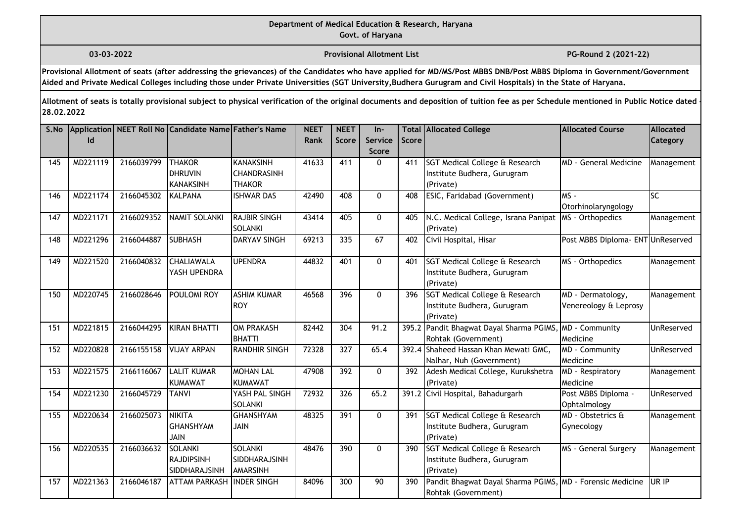**Department of Medical Education & Research, Haryana**
**Govt. of Haryana**

**03-03-2022** **Provisional Allotment List** **PG-Round 2 (2021-22)**

**Provisional Allotment of seats (after addressing the grievances) of the Candidates who have applied for MD/MS/Post MBBS DNB/Post MBBS Diploma in Government/Government Aided and Private Medical Colleges including those under Private Universities (SGT University,Budhera Gurugram and Civil Hospitals) in the State of Haryana.**

**Allotment of seats is totally provisional subject to physical verification of the original documents and deposition of tuition fee as per Schedule mentioned in Public Notice dated - 28.02.2022**

| S.No | Application Id | NEET Roll No | Candidate Name | Father's Name | NEET Rank | NEET Score | In-Service Score | Total Score | Allocated College | Allocated Course | Allocated Category |
|---|---|---|---|---|---|---|---|---|---|---|---|
| 145 | MD221119 | 2166039799 | THAKOR DHRUVIN KANAKSINH | KANAKSINH CHANDRASINH THAKOR | 41633 | 411 | 0 | 411 | SGT Medical College & Research Institute Budhera, Gurugram (Private) | MD - General Medicine | Management |
| 146 | MD221174 | 2166045302 | KALPANA | ISHWAR DAS | 42490 | 408 | 0 | 408 | ESIC, Faridabad (Government) | MS - Otorhinolaryngology | SC |
| 147 | MD221171 | 2166029352 | NAMIT SOLANKI | RAJBIR SINGH SOLANKI | 43414 | 405 | 0 | 405 | N.C. Medical College, Israna Panipat (Private) | MS - Orthopedics | Management |
| 148 | MD221296 | 2166044887 | SUBHASH | DARYAV SINGH | 69213 | 335 | 67 | 402 | Civil Hospital, Hisar | Post MBBS Diploma- ENT | UnReserved |
| 149 | MD221520 | 2166040832 | CHALIAWALA YASH UPENDRA | UPENDRA | 44832 | 401 | 0 | 401 | SGT Medical College & Research Institute Budhera, Gurugram (Private) | MS - Orthopedics | Management |
| 150 | MD220745 | 2166028646 | POULOMI ROY | ASHIM KUMAR ROY | 46568 | 396 | 0 | 396 | SGT Medical College & Research Institute Budhera, Gurugram (Private) | MD - Dermatology, Venereology & Leprosy | Management |
| 151 | MD221815 | 2166044295 | KIRAN BHATTI | OM PRAKASH BHATTI | 82442 | 304 | 91.2 | 395.2 | Pandit Bhagwat Dayal Sharma PGIMS, Rohtak (Government) | MD - Community Medicine | UnReserved |
| 152 | MD220828 | 2166155158 | VIJAY ARPAN | RANDHIR SINGH | 72328 | 327 | 65.4 | 392.4 | Shaheed Hassan Khan Mewati GMC, Nalhar, Nuh (Government) | MD - Community Medicine | UnReserved |
| 153 | MD221575 | 2166116067 | LALIT KUMAR KUMAWAT | MOHAN LAL KUMAWAT | 47908 | 392 | 0 | 392 | Adesh Medical College, Kurukshetra (Private) | MD - Respiratory Medicine | Management |
| 154 | MD221230 | 2166045729 | TANVI | YASH PAL SINGH SOLANKI | 72932 | 326 | 65.2 | 391.2 | Civil Hospital, Bahadurgarh | Post MBBS Diploma - Ophtalmology | UnReserved |
| 155 | MD220634 | 2166025073 | NIKITA GHANSHYAM JAIN | GHANSHYAM JAIN | 48325 | 391 | 0 | 391 | SGT Medical College & Research Institute Budhera, Gurugram (Private) | MD - Obstetrics & Gynecology | Management |
| 156 | MD220535 | 2166036632 | SOLANKI RAJDIPSINH SIDDHARAJSINH | SOLANKI SIDDHARAJSINH AMARSINH | 48476 | 390 | 0 | 390 | SGT Medical College & Research Institute Budhera, Gurugram (Private) | MS - General Surgery | Management |
| 157 | MD221363 | 2166046187 | ATTAM PARKASH | INDER SINGH | 84096 | 300 | 90 | 390 | Pandit Bhagwat Dayal Sharma PGIMS, Rohtak (Government) | MD - Forensic Medicine | UR IP |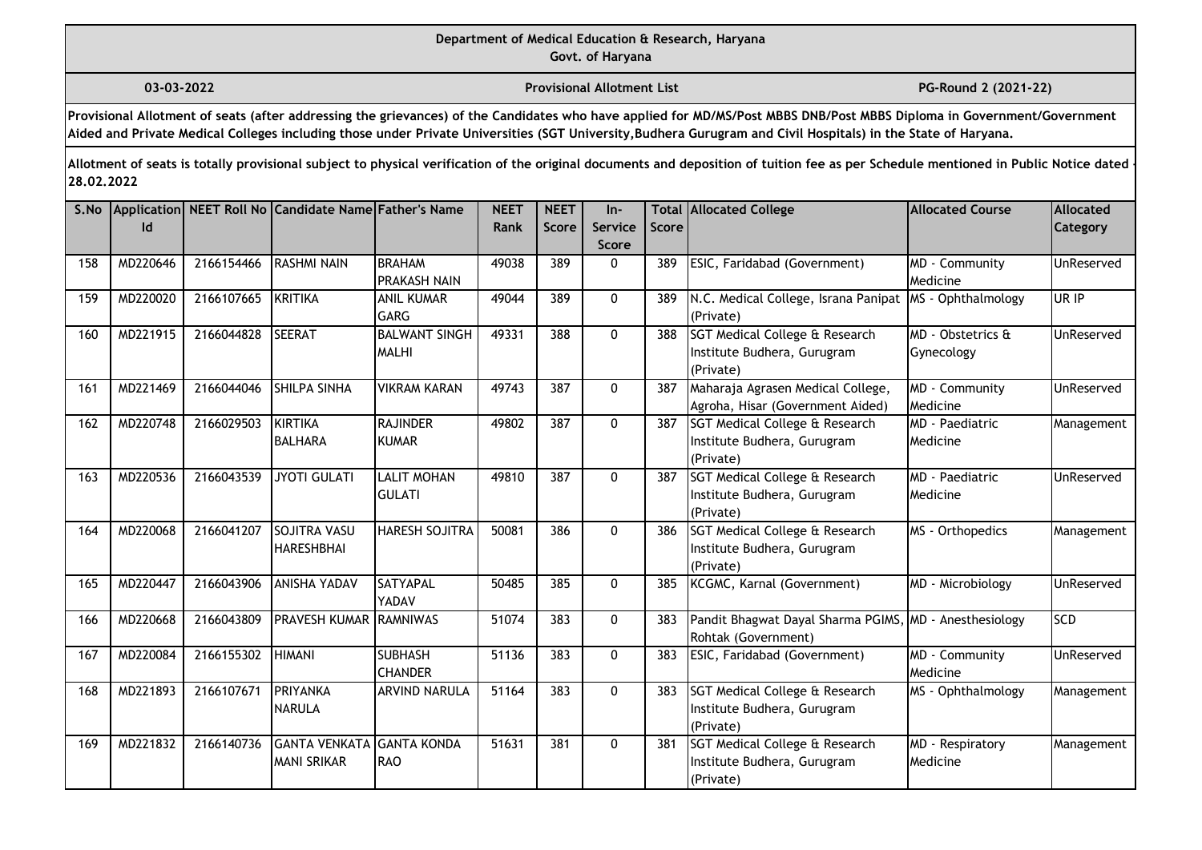Department of Medical Education & Research, Haryana
Govt. of Haryana

03-03-2022 | Provisional Allotment List | PG-Round 2 (2021-22)

**Provisional Allotment of seats (after addressing the grievances) of the Candidates who have applied for MD/MS/Post MBBS DNB/Post MBBS Diploma in Government/Government Aided and Private Medical Colleges including those under Private Universities (SGT University,Budhera Gurugram and Civil Hospitals) in the State of Haryana.**

**Allotment of seats is totally provisional subject to physical verification of the original documents and deposition of tuition fee as per Schedule mentioned in Public Notice dated - 28.02.2022**

| S.No | Application Id | NEET Roll No | Candidate Name | Father's Name | NEET Rank | NEET Score | In-Service Score | Total Score | Allocated College | Allocated Course | Allocated Category |
|---|---|---|---|---|---|---|---|---|---|---|---|
| 158 | MD220646 | 2166154466 | RASHMI NAIN | BRAHAM PRAKASH NAIN | 49038 | 389 | 0 | 389 | ESIC, Faridabad (Government) | MD - Community Medicine | UnReserved |
| 159 | MD220020 | 2166107665 | KRITIKA | ANIL KUMAR GARG | 49044 | 389 | 0 | 389 | N.C. Medical College, Israna Panipat (Private) | MS - Ophthalmology | UR IP |
| 160 | MD221915 | 2166044828 | SEERAT | BALWANT SINGH MALHI | 49331 | 388 | 0 | 388 | SGT Medical College & Research Institute Budhera, Gurugram (Private) | MD - Obstetrics & Gynecology | UnReserved |
| 161 | MD221469 | 2166044046 | SHILPA SINHA | VIKRAM KARAN | 49743 | 387 | 0 | 387 | Maharaja Agrasen Medical College, Agroha, Hisar (Government Aided) | MD - Community Medicine | UnReserved |
| 162 | MD220748 | 2166029503 | KIRTIKA BALHARA | RAJINDER KUMAR | 49802 | 387 | 0 | 387 | SGT Medical College & Research Institute Budhera, Gurugram (Private) | MD - Paediatric Medicine | Management |
| 163 | MD220536 | 2166043539 | JYOTI GULATI | LALIT MOHAN GULATI | 49810 | 387 | 0 | 387 | SGT Medical College & Research Institute Budhera, Gurugram (Private) | MD - Paediatric Medicine | UnReserved |
| 164 | MD220068 | 2166041207 | SOJITRA VASU HARESHBHAI | HARESH SOJITRA | 50081 | 386 | 0 | 386 | SGT Medical College & Research Institute Budhera, Gurugram (Private) | MS - Orthopedics | Management |
| 165 | MD220447 | 2166043906 | ANISHA YADAV | SATYAPAL YADAV | 50485 | 385 | 0 | 385 | KCGMC, Karnal (Government) | MD - Microbiology | UnReserved |
| 166 | MD220668 | 2166043809 | PRAVESH KUMAR | RAMNIWAS | 51074 | 383 | 0 | 383 | Pandit Bhagwat Dayal Sharma PGIMS, Rohtak (Government) | MD - Anesthesiology | SCD |
| 167 | MD220084 | 2166155302 | HIMANI | SUBHASH CHANDER | 51136 | 383 | 0 | 383 | ESIC, Faridabad (Government) | MD - Community Medicine | UnReserved |
| 168 | MD221893 | 2166107671 | PRIYANKA NARULA | ARVIND NARULA | 51164 | 383 | 0 | 383 | SGT Medical College & Research Institute Budhera, Gurugram (Private) | MS - Ophthalmology | Management |
| 169 | MD221832 | 2166140736 | GANTA VENKATA MANI SRIKAR | GANTA KONDA RAO | 51631 | 381 | 0 | 381 | SGT Medical College & Research Institute Budhera, Gurugram (Private) | MD - Respiratory Medicine | Management |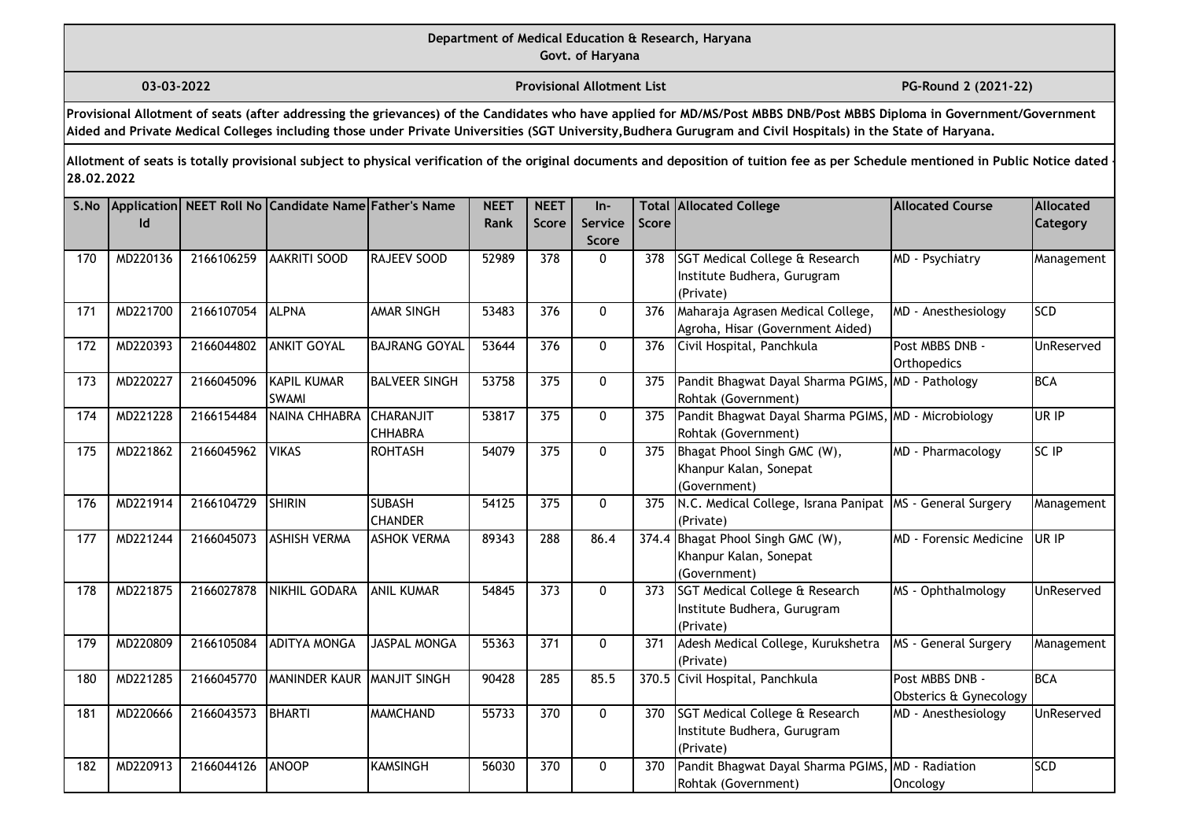**Department of Medical Education & Research, Haryana**
**Govt. of Haryana**

**03-03-2022** | **Provisional Allotment List** | **PG-Round 2 (2021-22)**

**Provisional Allotment of seats (after addressing the grievances) of the Candidates who have applied for MD/MS/Post MBBS DNB/Post MBBS Diploma in Government/Government Aided and Private Medical Colleges including those under Private Universities (SGT University,Budhera Gurugram and Civil Hospitals) in the State of Haryana.**

**Allotment of seats is totally provisional subject to physical verification of the original documents and deposition of tuition fee as per Schedule mentioned in Public Notice dated - 28.02.2022**

| S.No | Application Id | NEET Roll No | Candidate Name | Father's Name | NEET Rank | NEET Score | In-Service Score | Total Score | Allocated College | Allocated Course | Allocated Category |
|---|---|---|---|---|---|---|---|---|---|---|---|
| 170 | MD220136 | 2166106259 | AAKRITI SOOD | RAJEEV SOOD | 52989 | 378 | 0 | 378 | SGT Medical College & Research Institute Budhera, Gurugram (Private) | MD - Psychiatry | Management |
| 171 | MD221700 | 2166107054 | ALPNA | AMAR SINGH | 53483 | 376 | 0 | 376 | Maharaja Agrasen Medical College, Agroha, Hisar (Government Aided) | MD - Anesthesiology | SCD |
| 172 | MD220393 | 2166044802 | ANKIT GOYAL | BAJRANG GOYAL | 53644 | 376 | 0 | 376 | Civil Hospital, Panchkula | Post MBBS DNB - Orthopedics | UnReserved |
| 173 | MD220227 | 2166045096 | KAPIL KUMAR SWAMI | BALVEER SINGH | 53758 | 375 | 0 | 375 | Pandit Bhagwat Dayal Sharma PGIMS, Rohtak (Government) | MD - Pathology | BCA |
| 174 | MD221228 | 2166154484 | NAINA CHHABRA | CHARANJIT CHHABRA | 53817 | 375 | 0 | 375 | Pandit Bhagwat Dayal Sharma PGIMS, Rohtak (Government) | MD - Microbiology | UR IP |
| 175 | MD221862 | 2166045962 | VIKAS | ROHTASH | 54079 | 375 | 0 | 375 | Bhagat Phool Singh GMC (W), Khanpur Kalan, Sonepat (Government) | MD - Pharmacology | SC IP |
| 176 | MD221914 | 2166104729 | SHIRIN | SUBASH CHANDER | 54125 | 375 | 0 | 375 | N.C. Medical College, Israna Panipat (Private) | MS - General Surgery | Management |
| 177 | MD221244 | 2166045073 | ASHISH VERMA | ASHOK VERMA | 89343 | 288 | 86.4 | 374.4 | Bhagat Phool Singh GMC (W), Khanpur Kalan, Sonepat (Government) | MD - Forensic Medicine | UR IP |
| 178 | MD221875 | 2166027878 | NIKHIL GODARA | ANIL KUMAR | 54845 | 373 | 0 | 373 | SGT Medical College & Research Institute Budhera, Gurugram (Private) | MS - Ophthalmology | UnReserved |
| 179 | MD220809 | 2166105084 | ADITYA MONGA | JASPAL MONGA | 55363 | 371 | 0 | 371 | Adesh Medical College, Kurukshetra (Private) | MS - General Surgery | Management |
| 180 | MD221285 | 2166045770 | MANINDER KAUR | MANJIT SINGH | 90428 | 285 | 85.5 | 370.5 | Civil Hospital, Panchkula | Post MBBS DNB - Obsterics & Gynecology | BCA |
| 181 | MD220666 | 2166043573 | BHARTI | MAMCHAND | 55733 | 370 | 0 | 370 | SGT Medical College & Research Institute Budhera, Gurugram (Private) | MD - Anesthesiology | UnReserved |
| 182 | MD220913 | 2166044126 | ANOOP | KAMSINGH | 56030 | 370 | 0 | 370 | Pandit Bhagwat Dayal Sharma PGIMS, Rohtak (Government) | MD - Radiation Oncology | SCD |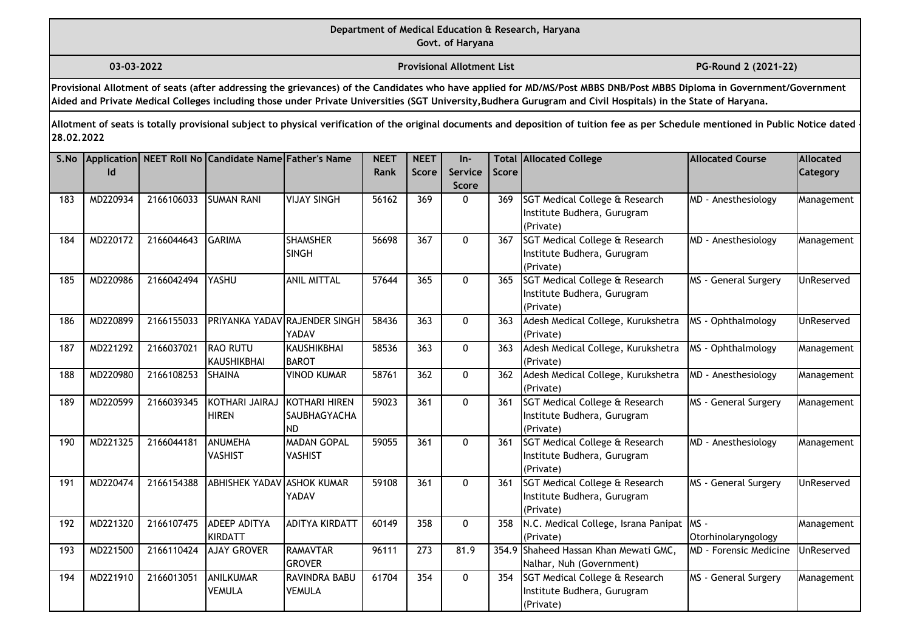**Department of Medical Education & Research, Haryana**
**Govt. of Haryana**

**03-03-2022** **Provisional Allotment List** **PG-Round 2 (2021-22)**

**Provisional Allotment of seats (after addressing the grievances) of the Candidates who have applied for MD/MS/Post MBBS DNB/Post MBBS Diploma in Government/Government Aided and Private Medical Colleges including those under Private Universities (SGT University,Budhera Gurugram and Civil Hospitals) in the State of Haryana.**

**Allotment of seats is totally provisional subject to physical verification of the original documents and deposition of tuition fee as per Schedule mentioned in Public Notice dated - 28.02.2022**

| S.No | Application Id | NEET Roll No | Candidate Name | Father's Name | NEET Rank | NEET Score | In-Service Score | Total Score | Allocated College | Allocated Course | Allocated Category |
|---|---|---|---|---|---|---|---|---|---|---|---|
| 183 | MD220934 | 2166106033 | SUMAN RANI | VIJAY SINGH | 56162 | 369 | 0 | 369 | SGT Medical College & Research Institute Budhera, Gurugram (Private) | MD - Anesthesiology | Management |
| 184 | MD220172 | 2166044643 | GARIMA | SHAMSHER SINGH | 56698 | 367 | 0 | 367 | SGT Medical College & Research Institute Budhera, Gurugram (Private) | MD - Anesthesiology | Management |
| 185 | MD220986 | 2166042494 | YASHU | ANIL MITTAL | 57644 | 365 | 0 | 365 | SGT Medical College & Research Institute Budhera, Gurugram (Private) | MS - General Surgery | UnReserved |
| 186 | MD220899 | 2166155033 | PRIYANKA YADAV | RAJENDER SINGH YADAV | 58436 | 363 | 0 | 363 | Adesh Medical College, Kurukshetra (Private) | MS - Ophthalmology | UnReserved |
| 187 | MD221292 | 2166037021 | RAO RUTU KAUSHIKBHAI | KAUSHIKBHAI BAROT | 58536 | 363 | 0 | 363 | Adesh Medical College, Kurukshetra (Private) | MS - Ophthalmology | Management |
| 188 | MD220980 | 2166108253 | SHAINA | VINOD KUMAR | 58761 | 362 | 0 | 362 | Adesh Medical College, Kurukshetra (Private) | MD - Anesthesiology | Management |
| 189 | MD220599 | 2166039345 | KOTHARI JAIRAJ HIREN | KOTHARI HIREN SAUBHAGYACHAND | 59023 | 361 | 0 | 361 | SGT Medical College & Research Institute Budhera, Gurugram (Private) | MS - General Surgery | Management |
| 190 | MD221325 | 2166044181 | ANUMEHA VASHIST | MADAN GOPAL VASHIST | 59055 | 361 | 0 | 361 | SGT Medical College & Research Institute Budhera, Gurugram (Private) | MD - Anesthesiology | Management |
| 191 | MD220474 | 2166154388 | ABHISHEK YADAV | ASHOK KUMAR YADAV | 59108 | 361 | 0 | 361 | SGT Medical College & Research Institute Budhera, Gurugram (Private) | MS - General Surgery | UnReserved |
| 192 | MD221320 | 2166107475 | ADEEP ADITYA KIRDATT | ADITYA KIRDATT | 60149 | 358 | 0 | 358 | N.C. Medical College, Israna Panipat (Private) | MS - Otorhinolaryngology | Management |
| 193 | MD221500 | 2166110424 | AJAY GROVER | RAMAVTAR GROVER | 96111 | 273 | 81.9 | 354.9 | Shaheed Hassan Khan Mewati GMC, Nalhar, Nuh (Government) | MD - Forensic Medicine | UnReserved |
| 194 | MD221910 | 2166013051 | ANILKUMAR VEMULA | RAVINDRA BABU VEMULA | 61704 | 354 | 0 | 354 | SGT Medical College & Research Institute Budhera, Gurugram (Private) | MS - General Surgery | Management |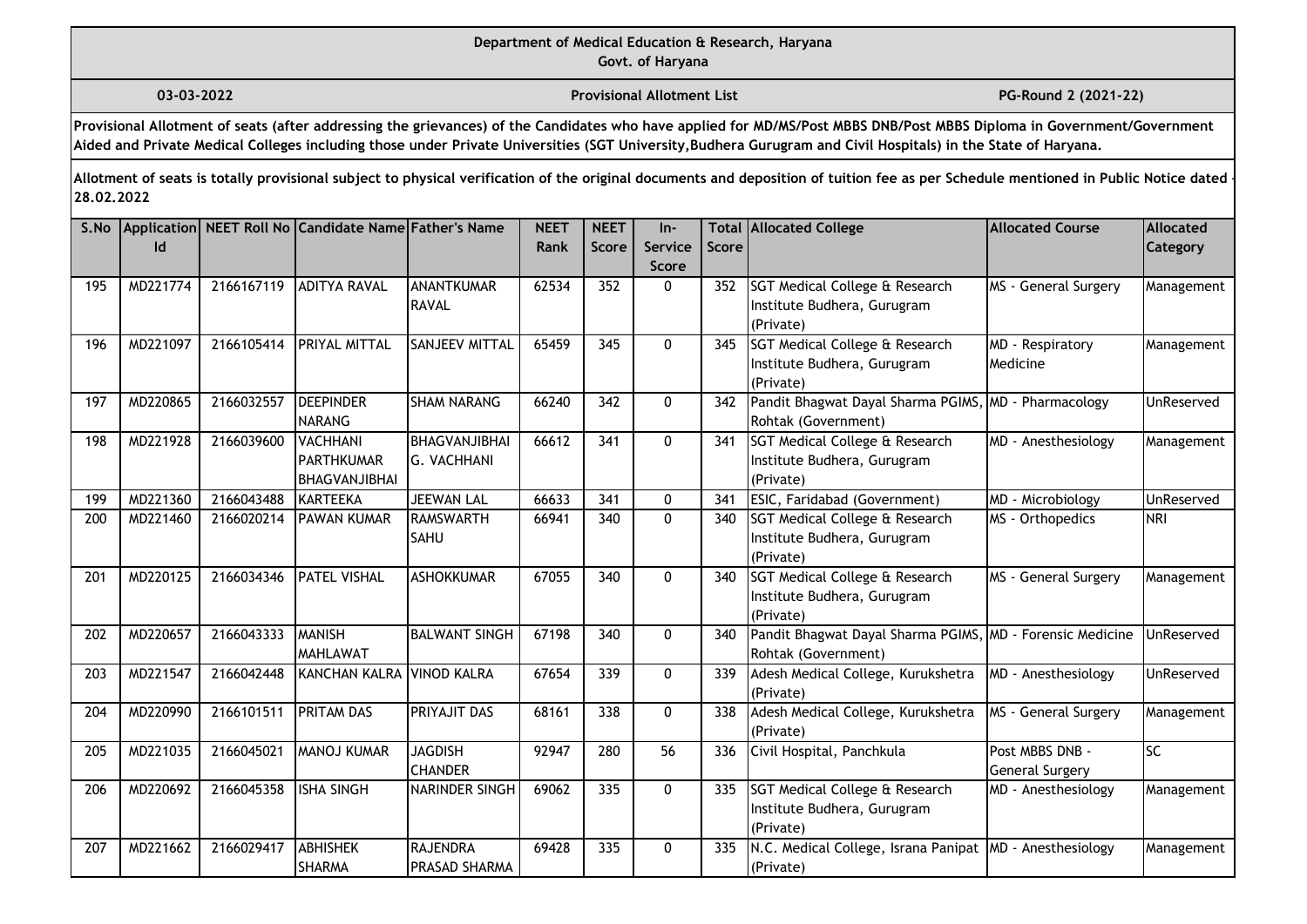Department of Medical Education & Research, Haryana
Govt. of Haryana

03-03-2022 | Provisional Allotment List | PG-Round 2 (2021-22)

**Provisional Allotment of seats (after addressing the grievances) of the Candidates who have applied for MD/MS/Post MBBS DNB/Post MBBS Diploma in Government/Government Aided and Private Medical Colleges including those under Private Universities (SGT University,Budhera Gurugram and Civil Hospitals) in the State of Haryana.**

**Allotment of seats is totally provisional subject to physical verification of the original documents and deposition of tuition fee as per Schedule mentioned in Public Notice dated - 28.02.2022**

| S.No | Application Id | NEET Roll No | Candidate Name | Father's Name | NEET Rank | NEET Score | In-Service Score | Total Score | Allocated College | Allocated Course | Allocated Category |
|---|---|---|---|---|---|---|---|---|---|---|---|
| 195 | MD221774 | 2166167119 | ADITYA RAVAL | ANANTKUMAR RAVAL | 62534 | 352 | 0 | 352 | SGT Medical College & Research Institute Budhera, Gurugram (Private) | MS - General Surgery | Management |
| 196 | MD221097 | 2166105414 | PRIYAL MITTAL | SANJEEV MITTAL | 65459 | 345 | 0 | 345 | SGT Medical College & Research Institute Budhera, Gurugram (Private) | MD - Respiratory Medicine | Management |
| 197 | MD220865 | 2166032557 | DEEPINDER NARANG | SHAM NARANG | 66240 | 342 | 0 | 342 | Pandit Bhagwat Dayal Sharma PGIMS, Rohtak (Government) | MD - Pharmacology | UnReserved |
| 198 | MD221928 | 2166039600 | VACHHANI PARTHKUMAR BHAGVANJIBHAI | BHAGVANJIBHAI G. VACHHANI | 66612 | 341 | 0 | 341 | SGT Medical College & Research Institute Budhera, Gurugram (Private) | MD - Anesthesiology | Management |
| 199 | MD221360 | 2166043488 | KARTEEKA | JEEWAN LAL | 66633 | 341 | 0 | 341 | ESIC, Faridabad (Government) | MD - Microbiology | UnReserved |
| 200 | MD221460 | 2166020214 | PAWAN KUMAR | RAMSWARTH SAHU | 66941 | 340 | 0 | 340 | SGT Medical College & Research Institute Budhera, Gurugram (Private) | MS - Orthopedics | NRI |
| 201 | MD220125 | 2166034346 | PATEL VISHAL | ASHOKKUMAR | 67055 | 340 | 0 | 340 | SGT Medical College & Research Institute Budhera, Gurugram (Private) | MS - General Surgery | Management |
| 202 | MD220657 | 2166043333 | MANISH MAHLAWAT | BALWANT SINGH | 67198 | 340 | 0 | 340 | Pandit Bhagwat Dayal Sharma PGIMS, Rohtak (Government) | MD - Forensic Medicine | UnReserved |
| 203 | MD221547 | 2166042448 | KANCHAN KALRA | VINOD KALRA | 67654 | 339 | 0 | 339 | Adesh Medical College, Kurukshetra (Private) | MD - Anesthesiology | UnReserved |
| 204 | MD220990 | 2166101511 | PRITAM DAS | PRIYAJIT DAS | 68161 | 338 | 0 | 338 | Adesh Medical College, Kurukshetra (Private) | MS - General Surgery | Management |
| 205 | MD221035 | 2166045021 | MANOJ KUMAR | JAGDISH CHANDER | 92947 | 280 | 56 | 336 | Civil Hospital, Panchkula | Post MBBS DNB - General Surgery | SC |
| 206 | MD220692 | 2166045358 | ISHA SINGH | NARINDER SINGH | 69062 | 335 | 0 | 335 | SGT Medical College & Research Institute Budhera, Gurugram (Private) | MD - Anesthesiology | Management |
| 207 | MD221662 | 2166029417 | ABHISHEK SHARMA | RAJENDRA PRASAD SHARMA | 69428 | 335 | 0 | 335 | N.C. Medical College, Israna Panipat (Private) | MD - Anesthesiology | Management |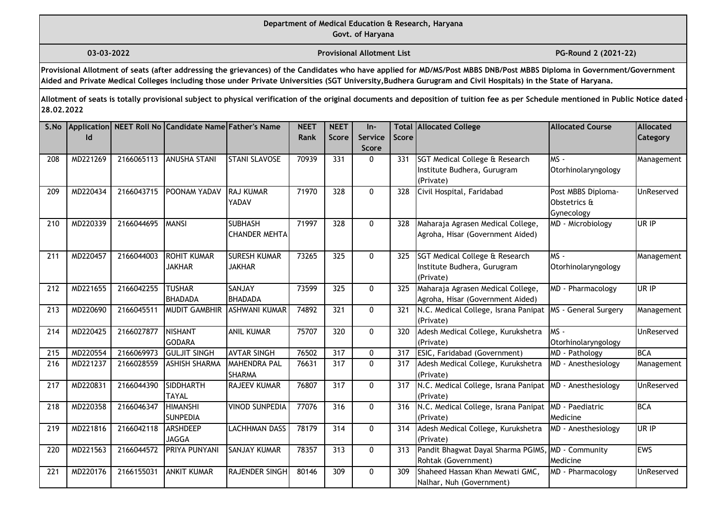Department of Medical Education & Research, Haryana
Govt. of Haryana

03-03-2022 | Provisional Allotment List | PG-Round 2 (2021-22)

**Provisional Allotment of seats (after addressing the grievances) of the Candidates who have applied for MD/MS/Post MBBS DNB/Post MBBS Diploma in Government/Government Aided and Private Medical Colleges including those under Private Universities (SGT University,Budhera Gurugram and Civil Hospitals) in the State of Haryana.**

**Allotment of seats is totally provisional subject to physical verification of the original documents and deposition of tuition fee as per Schedule mentioned in Public Notice dated 28.02.2022**

| S.No | Application Id | NEET Roll No | Candidate Name | Father's Name | NEET Rank | NEET Score | In-Service Score | Total Score | Allocated College | Allocated Course | Allocated Category |
|---|---|---|---|---|---|---|---|---|---|---|---|
| 208 | MD221269 | 2166065113 | ANUSHA STANI | STANI SLAVOSE | 70939 | 331 | 0 | 331 | SGT Medical College & Research Institute Budhera, Gurugram (Private) | MS - Otorhinolaryngology | Management |
| 209 | MD220434 | 2166043715 | POONAM YADAV | RAJ KUMAR YADAV | 71970 | 328 | 0 | 328 | Civil Hospital, Faridabad | Post MBBS Diploma-Obstetrics & Gynecology | UnReserved |
| 210 | MD220339 | 2166044695 | MANSI | SUBHASH CHANDER MEHTA | 71997 | 328 | 0 | 328 | Maharaja Agrasen Medical College, Agroha, Hisar (Government Aided) | MD - Microbiology | UR IP |
| 211 | MD220457 | 2166044003 | ROHIT KUMAR JAKHAR | SURESH KUMAR JAKHAR | 73265 | 325 | 0 | 325 | SGT Medical College & Research Institute Budhera, Gurugram (Private) | MS - Otorhinolaryngology | Management |
| 212 | MD221655 | 2166042255 | TUSHAR BHADADA | SANJAY BHADADA | 73599 | 325 | 0 | 325 | Maharaja Agrasen Medical College, Agroha, Hisar (Government Aided) | MD - Pharmacology | UR IP |
| 213 | MD220690 | 2166045511 | MUDIT GAMBHIR | ASHWANI KUMAR | 74892 | 321 | 0 | 321 | N.C. Medical College, Israna Panipat (Private) | MS - General Surgery | Management |
| 214 | MD220425 | 2166027877 | NISHANT GODARA | ANIL KUMAR | 75707 | 320 | 0 | 320 | Adesh Medical College, Kurukshetra (Private) | MS - Otorhinolaryngology | UnReserved |
| 215 | MD220554 | 2166069973 | GULJIT SINGH | AVTAR SINGH | 76502 | 317 | 0 | 317 | ESIC, Faridabad (Government) | MD - Pathology | BCA |
| 216 | MD221237 | 2166028559 | ASHISH SHARMA | MAHENDRA PAL SHARMA | 76631 | 317 | 0 | 317 | Adesh Medical College, Kurukshetra (Private) | MD - Anesthesiology | Management |
| 217 | MD220831 | 2166044390 | SIDDHARTH TAYAL | RAJEEV KUMAR | 76807 | 317 | 0 | 317 | N.C. Medical College, Israna Panipat (Private) | MD - Anesthesiology | UnReserved |
| 218 | MD220358 | 2166046347 | HIMANSHI SUNPEDIA | VINOD SUNPEDIA | 77076 | 316 | 0 | 316 | N.C. Medical College, Israna Panipat (Private) | MD - Paediatric Medicine | BCA |
| 219 | MD221816 | 2166042118 | ARSHDEEP JAGGA | LACHHMAN DASS | 78179 | 314 | 0 | 314 | Adesh Medical College, Kurukshetra (Private) | MD - Anesthesiology | UR IP |
| 220 | MD221563 | 2166044572 | PRIYA PUNYANI | SANJAY KUMAR | 78357 | 313 | 0 | 313 | Pandit Bhagwat Dayal Sharma PGIMS, Rohtak (Government) | MD - Community Medicine | EWS |
| 221 | MD220176 | 2166155031 | ANKIT KUMAR | RAJENDER SINGH | 80146 | 309 | 0 | 309 | Shaheed Hassan Khan Mewati GMC, Nalhar, Nuh (Government) | MD - Pharmacology | UnReserved |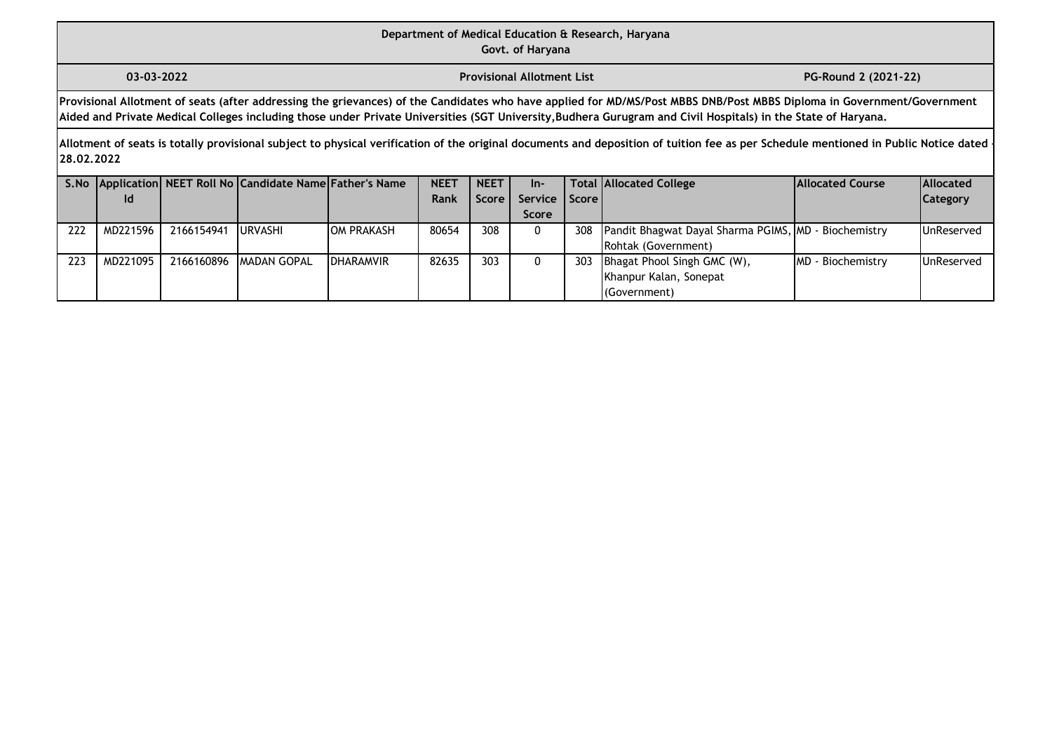**Department of Medical Education & Research, Haryana**
**Govt. of Haryana**

**03-03-2022** | **Provisional Allotment List** | **PG-Round 2 (2021-22)**

**Provisional Allotment of seats (after addressing the grievances) of the Candidates who have applied for MD/MS/Post MBBS DNB/Post MBBS Diploma in Government/Government Aided and Private Medical Colleges including those under Private Universities (SGT University,Budhera Gurugram and Civil Hospitals) in the State of Haryana.**

**Allotment of seats is totally provisional subject to physical verification of the original documents and deposition of tuition fee as per Schedule mentioned in Public Notice dated - 28.02.2022**

| S.No | Application Id | NEET Roll No | Candidate Name | Father's Name | NEET Rank | NEET Score | In-Service Score | Total Score | Allocated College | Allocated Course | Allocated Category |
|---|---|---|---|---|---|---|---|---|---|---|---|
| 222 | MD221596 | 2166154941 | URVASHI | OM PRAKASH | 80654 | 308 | 0 | 308 | Pandit Bhagwat Dayal Sharma PGIMS, Rohtak (Government) | MD - Biochemistry | UnReserved |
| 223 | MD221095 | 2166160896 | MADAN GOPAL | DHARAMVIR | 82635 | 303 | 0 | 303 | Bhagat Phool Singh GMC (W), Khanpur Kalan, Sonepat (Government) | MD - Biochemistry | UnReserved |